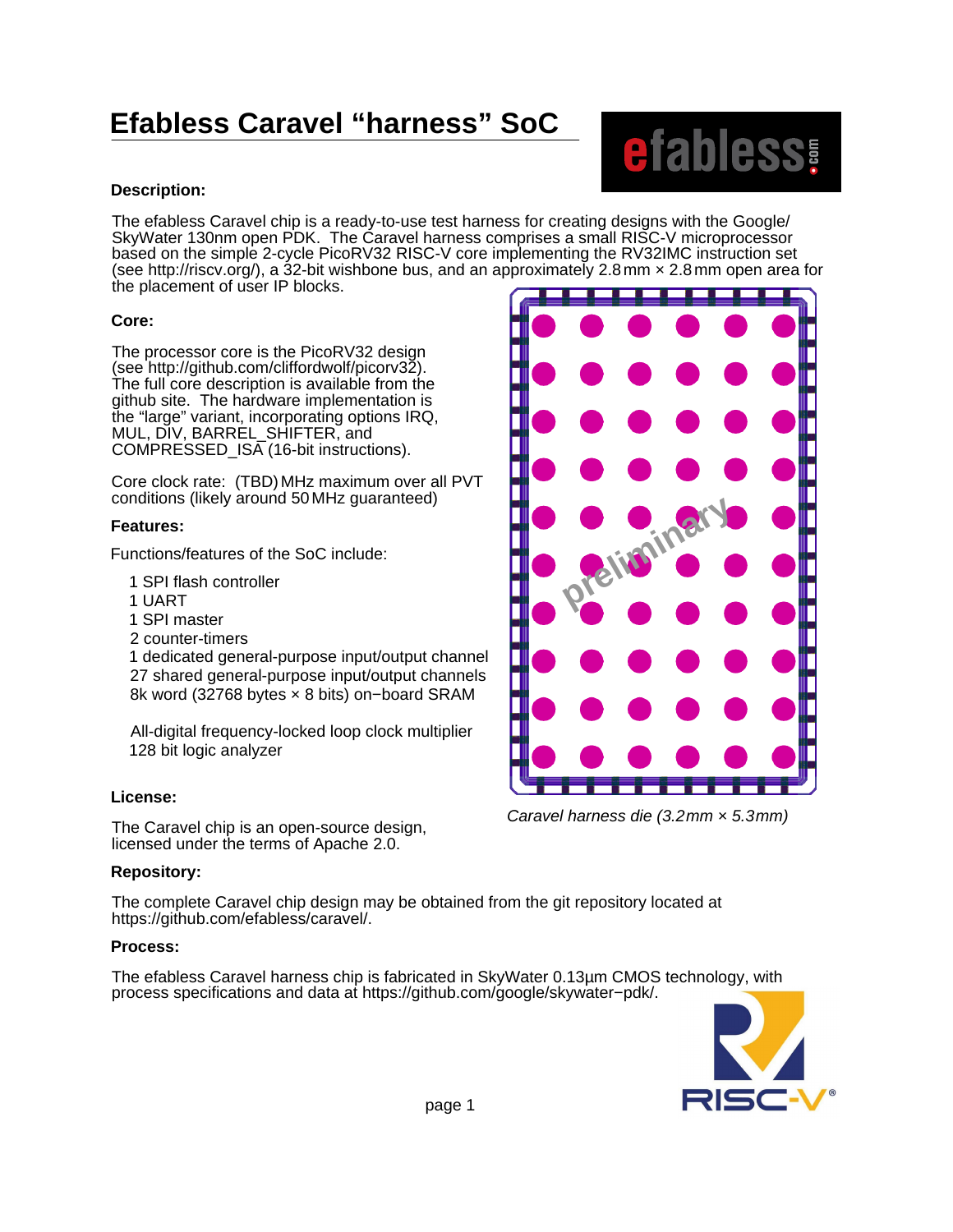# Efabless Caravel "harness" SoC

**Description:**

The efabless Caravel chip is a ready-to-use test harness for creating designs with the Google/ SkyWater 130nm open PDK. The Caravel harness comprises a small RISC-V microprocessor based on the simple 2-cycle PicoRV32 RISC-V core implementing the RV32IMC instruction set (see http://riscv.org/), a 32-bit wishbone bus, and an approximately 2.8 mm × 2.8 mm open area for the placement of user IP blocks.

**Core:**

The processor core is the PicoRV32 design (see http://github.com/cliffordwolf/picorv32). The full core description is available from the github site. The hardware implementation is the "large" variant, incorporating options IRQ, MUL, DIV, BARREL_SHIFTER, and COMPRESSED_ISA (16-bit instructions).

Core clock rate: (TBD) MHz maximum over all PVT conditions (likely around 50 MHz guaranteed)

**Features:**

Functions/features of the SoC include:

- 1 SPI flash controller
- 1 UART
- 1 SPI master
- 2 counter-timers
- 1 dedicated general-purpose input/output channel
- 27 shared general-purpose input/output channels
- 8k word (32768 bytes × 8 bits) on−board SRAM

- All-digital frequency-locked loop clock multiplier
- 128 bit logic analyzer

*Caravel harness die (3.2mm × 5.3mm)*

**License:**

The Caravel chip is an open-source design, licensed under the terms of Apache 2.0.

**Repository:**

The complete Caravel chip design may be obtained from the git repository located at https://github.com/efabless/caravel/.

**Process:**

The efabless Caravel harness chip is fabricated in SkyWater 0.13µm CMOS technology, with process specifications and data at https://github.com/google/skywater−pdk/.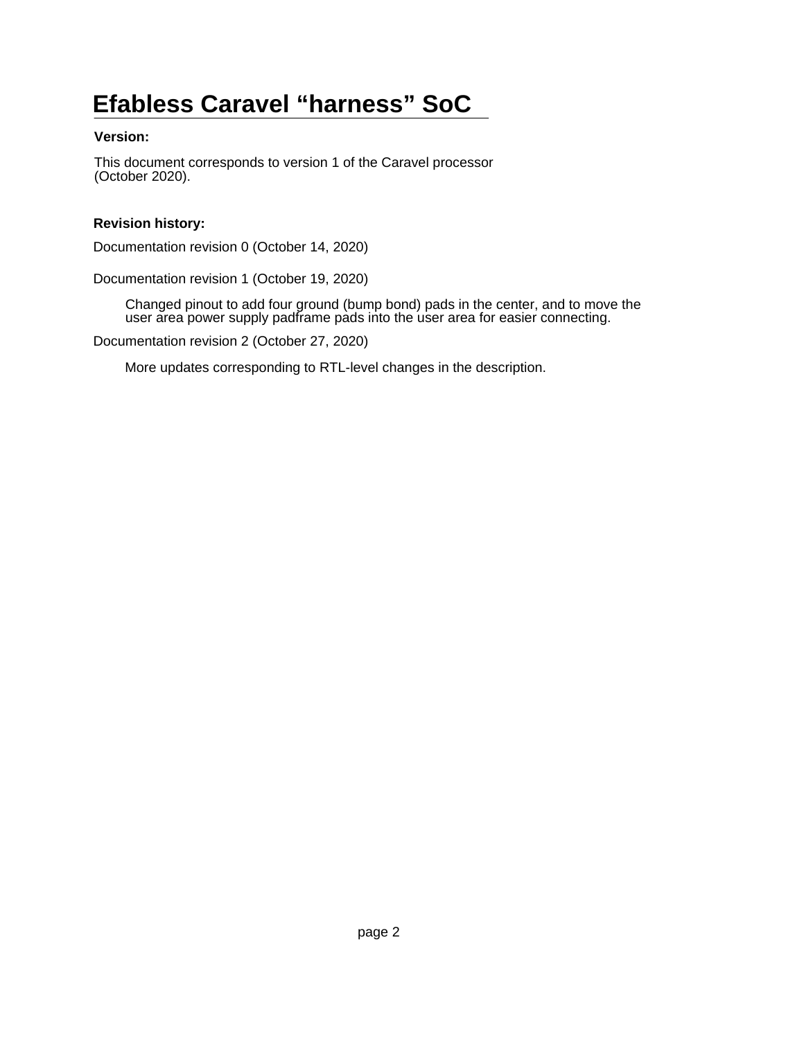# Efabless Caravel “harness” SoC

**Version:**

This document corresponds to version 1 of the Caravel processor (October 2020).

**Revision history:**

Documentation revision 0 (October 14, 2020)

Documentation revision 1 (October 19, 2020)

> Changed pinout to add four ground (bump bond) pads in the center, and to move the user area power supply padframe pads into the user area for easier connecting.

Documentation revision 2 (October 27, 2020)

> More updates corresponding to RTL-level changes in the description.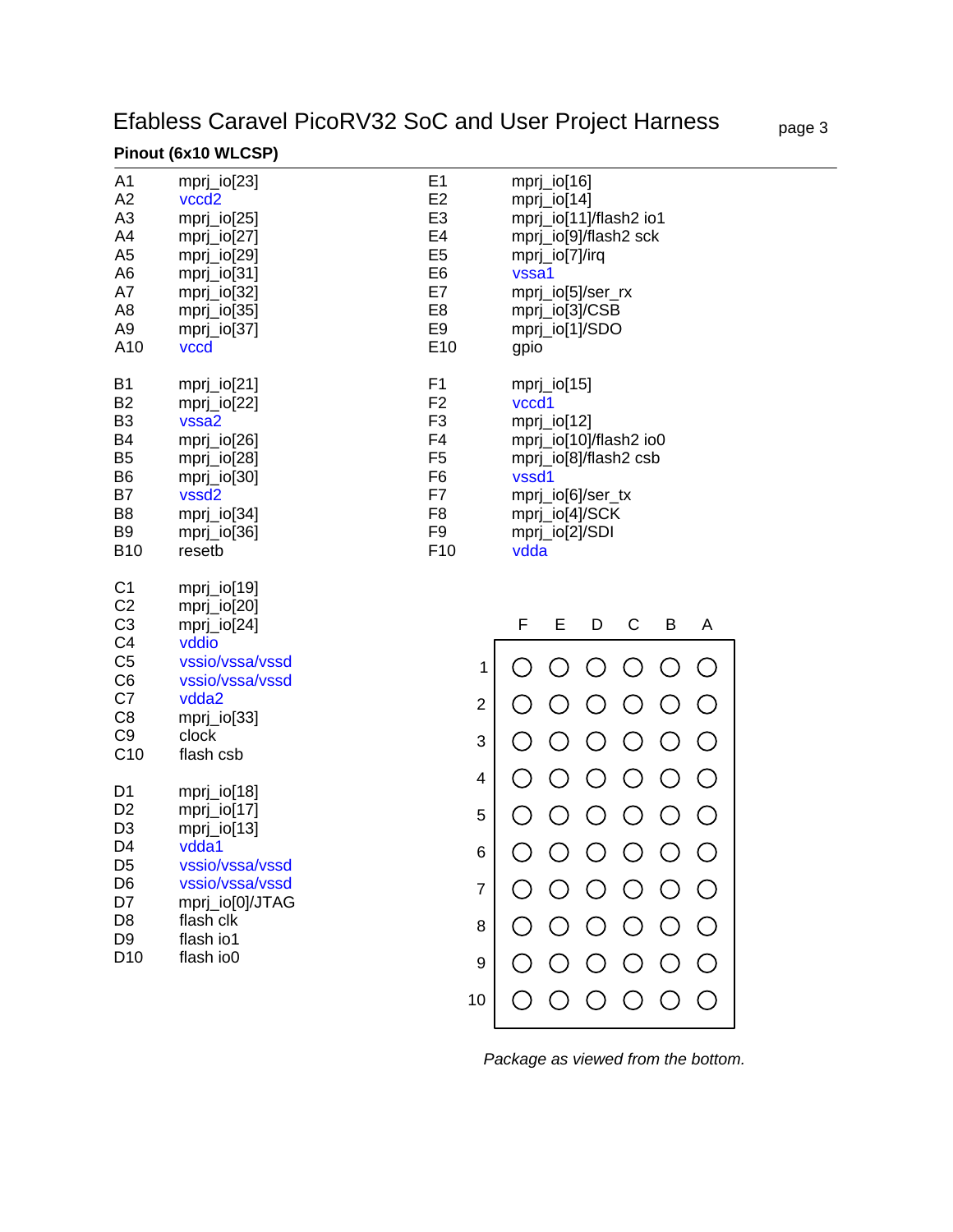# Efabless Caravel PicoRV32 SoC and User Project Harness

**Pinout (6x10 WLCSP)**

| | |
|---|---|
| A1 | mprj_io[23] |
| A2 | vccd2 |
| A3 | mprj_io[25] |
| A4 | mprj_io[27] |
| A5 | mprj_io[29] |
| A6 | mprj_io[31] |
| A7 | mprj_io[32] |
| A8 | mprj_io[35] |
| A9 | mprj_io[37] |
| A10 | vccd |
| B1 | mprj_io[21] |
| B2 | mprj_io[22] |
| B3 | vssa2 |
| B4 | mprj_io[26] |
| B5 | mprj_io[28] |
| B6 | mprj_io[30] |
| B7 | vssd2 |
| B8 | mprj_io[34] |
| B9 | mprj_io[36] |
| B10 | resetb |
| C1 | mprj_io[19] |
| C2 | mprj_io[20] |
| C3 | mprj_io[24] |
| C4 | vddio |
| C5 | vssio/vssa/vssd |
| C6 | vssio/vssa/vssd |
| C7 | vdda2 |
| C8 | mprj_io[33] |
| C9 | clock |
| C10 | flash csb |
| D1 | mprj_io[18] |
| D2 | mprj_io[17] |
| D3 | mprj_io[13] |
| D4 | vdda1 |
| D5 | vssio/vssa/vssd |
| D6 | vssio/vssa/vssd |
| D7 | mprj_io[0]/JTAG |
| D8 | flash clk |
| D9 | flash io1 |
| D10 | flash io0 |
| E1 | mprj_io[16] |
| E2 | mprj_io[14] |
| E3 | mprj_io[11]/flash2 io1 |
| E4 | mprj_io[9]/flash2 sck |
| E5 | mprj_io[7]/irq |
| E6 | vssa1 |
| E7 | mprj_io[5]/ser_rx |
| E8 | mprj_io[3]/CSB |
| E9 | mprj_io[1]/SDO |
| E10 | gpio |
| F1 | mprj_io[15] |
| F2 | vccd1 |
| F3 | mprj_io[12] |
| F4 | mprj_io[10]/flash2 io0 |
| F5 | mprj_io[8]/flash2 csb |
| F6 | vssd1 |
| F7 | mprj_io[6]/ser_tx |
| F8 | mprj_io[4]/SCK |
| F9 | mprj_io[2]/SDI |
| F10 | vdda |

F E D C B A

1
2
3
4
5
6
7
8
9
10

*Package as viewed from the bottom.*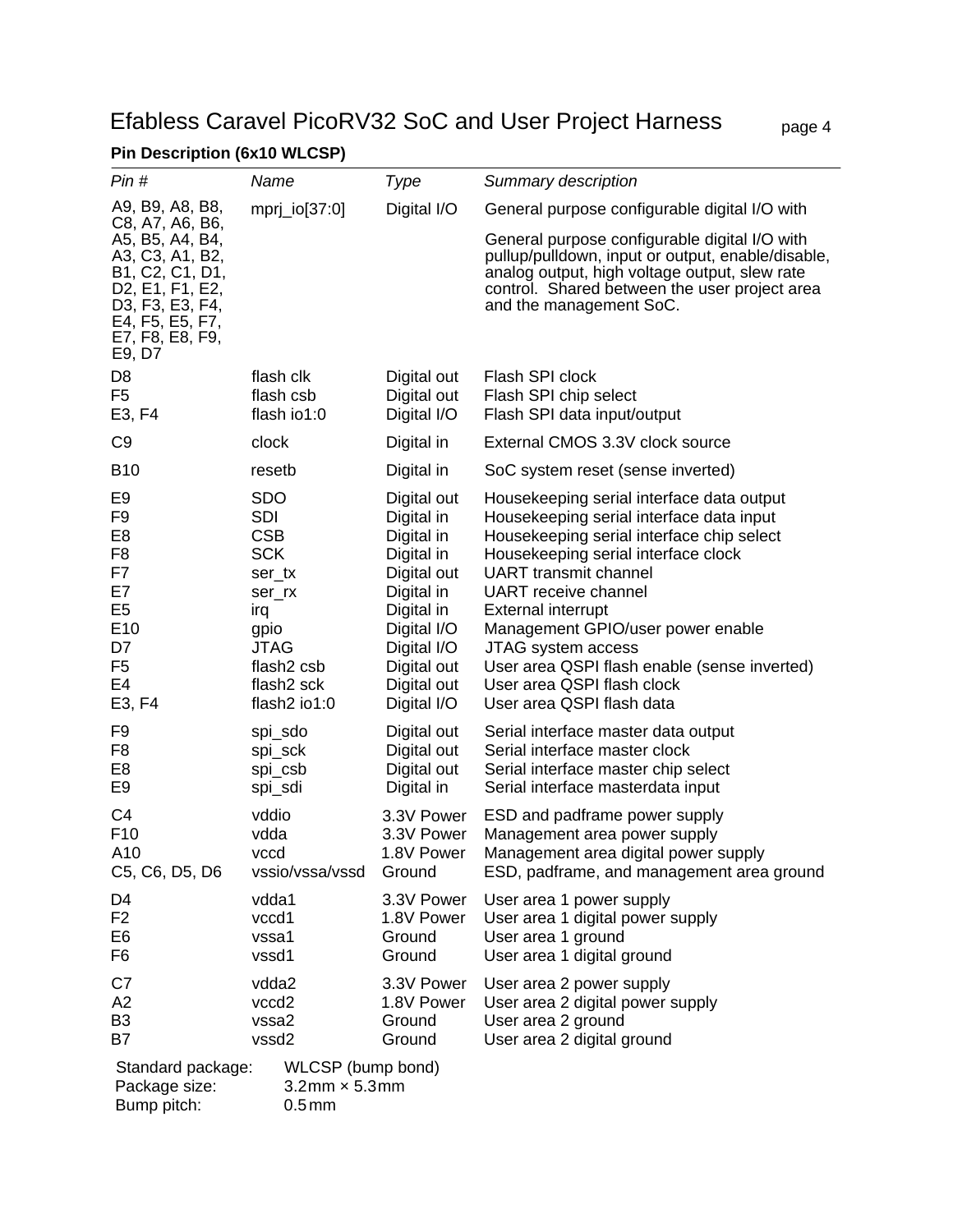## Pin Description (6x10 WLCSP)

| *Pin #* | *Name* | *Type* | *Summary description* |
|---|---|---|---|
| A9, B9, A8, B8, C8, A7, A6, B6, A5, B5, A4, B4, A3, C3, A1, B2, B1, C2, C1, D1, D2, E1, F1, E2, D3, F3, E3, F4, E4, F5, E5, F7, E7, F8, E8, F9, E9, D7 | mprj_io[37:0] | Digital I/O | General purpose configurable digital I/O with<br><br>General purpose configurable digital I/O with pullup/pulldown, input or output, enable/disable, analog output, high voltage output, slew rate control. Shared between the user project area and the management SoC. |
| D8 | flash clk | Digital out | Flash SPI clock |
| F5 | flash csb | Digital out | Flash SPI chip select |
| E3, F4 | flash io1:0 | Digital I/O | Flash SPI data input/output |
| C9 | clock | Digital in | External CMOS 3.3V clock source |
| B10 | resetb | Digital in | SoC system reset (sense inverted) |
| E9 | SDO | Digital out | Housekeeping serial interface data output |
| F9 | SDI | Digital in | Housekeeping serial interface data input |
| E8 | CSB | Digital in | Housekeeping serial interface chip select |
| F8 | SCK | Digital in | Housekeeping serial interface clock |
| F7 | ser_tx | Digital out | UART transmit channel |
| E7 | ser_rx | Digital in | UART receive channel |
| E5 | irq | Digital in | External interrupt |
| E10 | gpio | Digital I/O | Management GPIO/user power enable |
| D7 | JTAG | Digital I/O | JTAG system access |
| F5 | flash2 csb | Digital out | User area QSPI flash enable (sense inverted) |
| E4 | flash2 sck | Digital out | User area QSPI flash clock |
| E3, F4 | flash2 io1:0 | Digital I/O | User area QSPI flash data |
| F9 | spi_sdo | Digital out | Serial interface master data output |
| F8 | spi_sck | Digital out | Serial interface master clock |
| E8 | spi_csb | Digital out | Serial interface master chip select |
| E9 | spi_sdi | Digital in | Serial interface masterdata input |
| C4 | vddio | 3.3V Power | ESD and padframe power supply |
| F10 | vdda | 3.3V Power | Management area power supply |
| A10 | vccd | 1.8V Power | Management area digital power supply |
| C5, C6, D5, D6 | vssio/vssa/vssd | Ground | ESD, padframe, and management area ground |
| D4 | vdda1 | 3.3V Power | User area 1 power supply |
| F2 | vccd1 | 1.8V Power | User area 1 digital power supply |
| E6 | vssa1 | Ground | User area 1 ground |
| F6 | vssd1 | Ground | User area 1 digital ground |
| C7 | vdda2 | 3.3V Power | User area 2 power supply |
| A2 | vccd2 | 1.8V Power | User area 2 digital power supply |
| B3 | vssa2 | Ground | User area 2 ground |
| B7 | vssd2 | Ground | User area 2 digital ground |

Standard package: WLCSP (bump bond)
Package size: 3.2mm × 5.3mm
Bump pitch: 0.5mm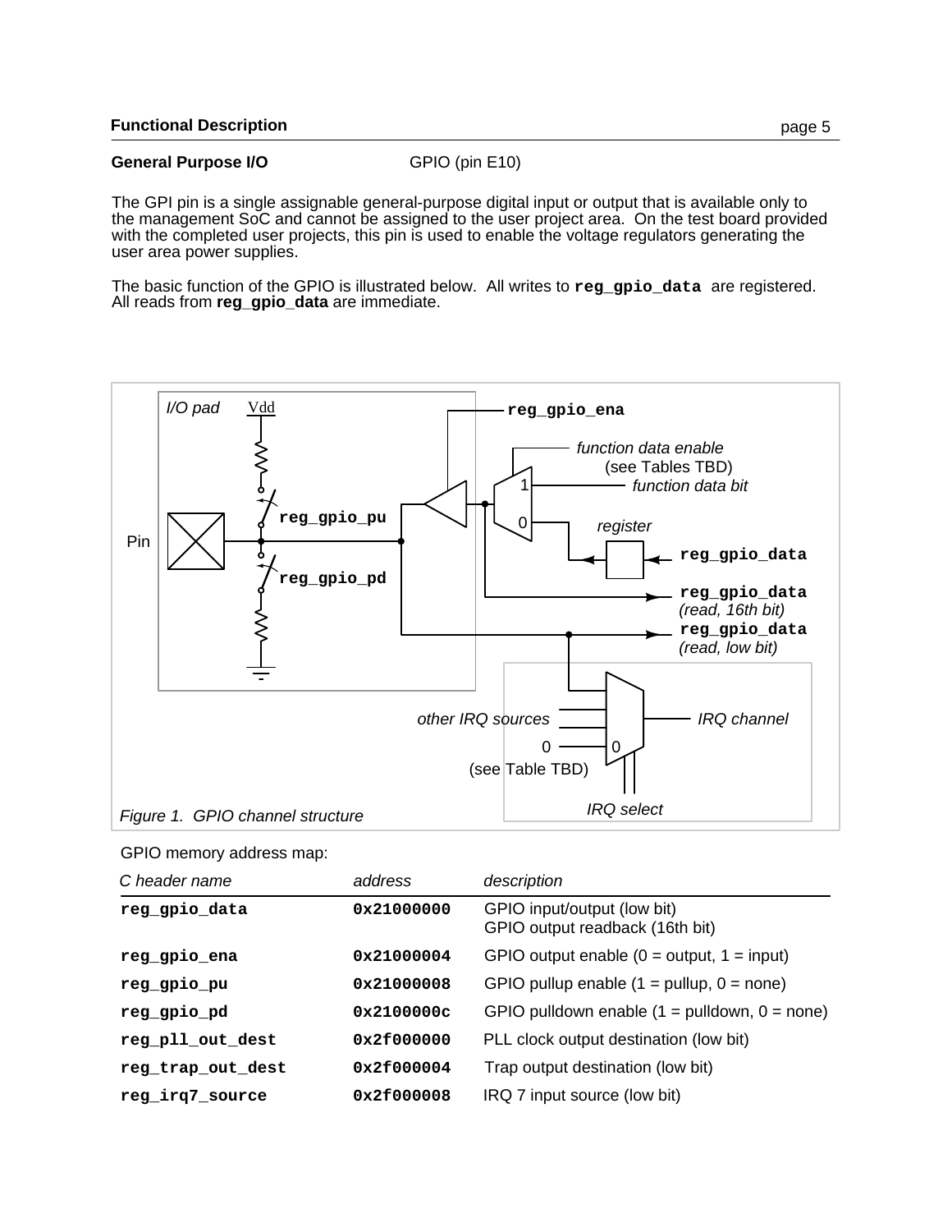## Functional Description

**General Purpose I/O** GPIO (pin E10)

The GPI pin is a single assignable general-purpose digital input or output that is available only to the management SoC and cannot be assigned to the user project area. On the test board provided with the completed user projects, this pin is used to enable the voltage regulators generating the user area power supplies.

The basic function of the GPIO is illustrated below. All writes to **`reg_gpio_data`** are registered. All reads from **reg_gpio_data** are immediate.

I/O pad
Vdd
reg_gpio_ena
function data enable
(see Tables TBD)
1
function data bit
reg_gpio_pu
0
register
Pin
reg_gpio_data
reg_gpio_pd
reg_gpio_data
(read, 16th bit)
reg_gpio_data
(read, low bit)
other IRQ sources
IRQ channel
0
0
(see Table TBD)
IRQ select

*Figure 1. GPIO channel structure*

GPIO memory address map:

| *C header name* | *address* | *description* |
|---|---|---|
| **`reg_gpio_data`** | **`0x21000000`** | GPIO input/output (low bit)<br>GPIO output readback (16th bit) |
| **`reg_gpio_ena`** | **`0x21000004`** | GPIO output enable (0 = output, 1 = input) |
| **`reg_gpio_pu`** | **`0x21000008`** | GPIO pullup enable (1 = pullup, 0 = none) |
| **`reg_gpio_pd`** | **`0x2100000c`** | GPIO pulldown enable (1 = pulldown, 0 = none) |
| **`reg_pll_out_dest`** | **`0x2f000000`** | PLL clock output destination (low bit) |
| **`reg_trap_out_dest`** | **`0x2f000004`** | Trap output destination (low bit) |
| **`reg_irq7_source`** | **`0x2f000008`** | IRQ 7 input source (low bit) |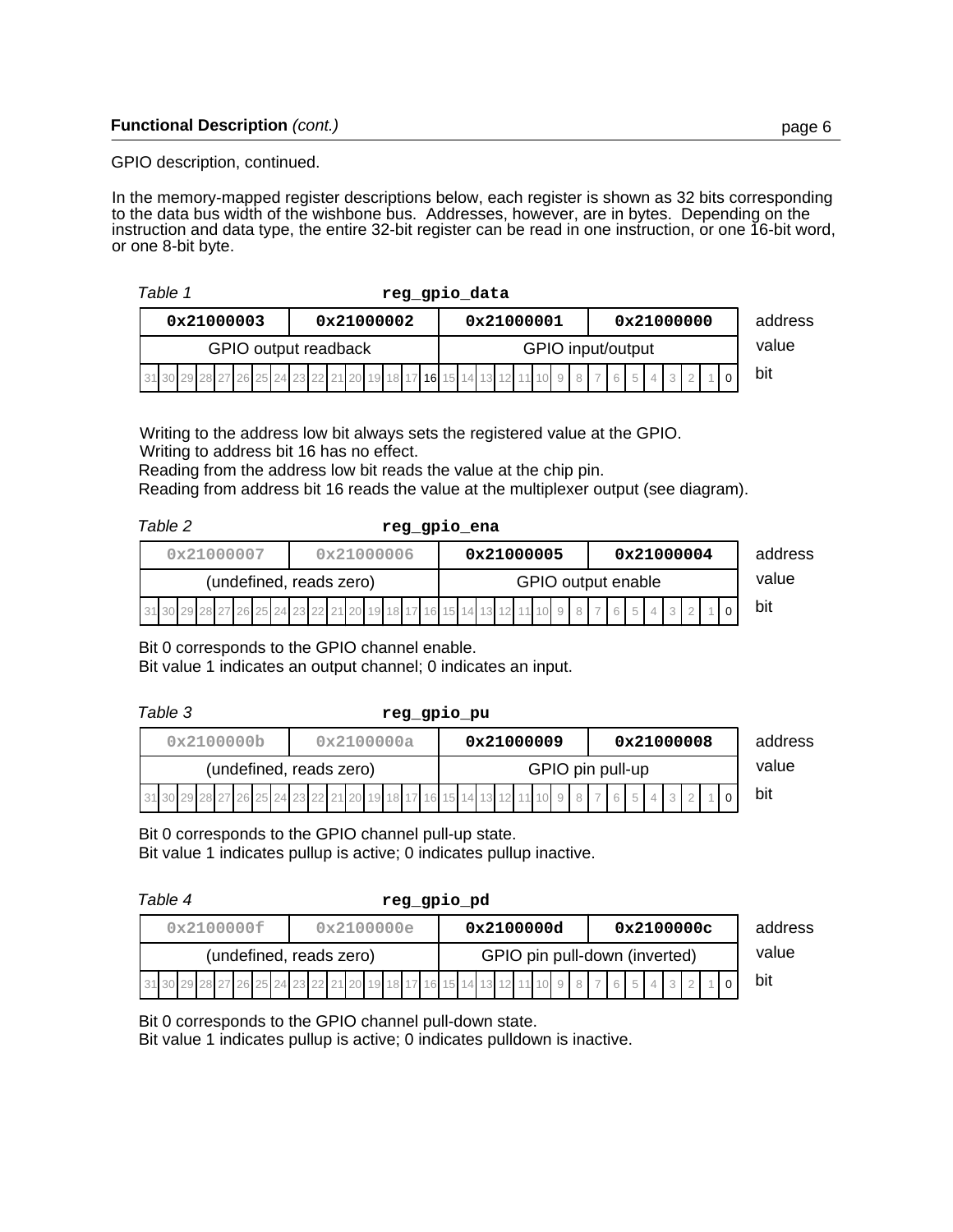GPIO description, continued.

In the memory-mapped register descriptions below, each register is shown as 32 bits corresponding to the data bus width of the wishbone bus. Addresses, however, are in bytes. Depending on the instruction and data type, the entire 32-bit register can be read in one instruction, or one 16-bit word, or one 8-bit byte.

*Table 1* **reg_gpio_data**

| 0x21000003 | 0x21000002 | 0x21000001 | 0x21000000 | |
|---|---|---|---|---|
| GPIO output readback | | GPIO input/output | | value |
| 31 30 29 28 27 26 25 24 | 23 22 21 20 19 18 17 16 | 15 14 13 12 11 10 9 8 | 7 6 5 4 3 2 1 0 | bit |

Writing to the address low bit always sets the registered value at the GPIO.
Writing to address bit 16 has no effect.
Reading from the address low bit reads the value at the chip pin.
Reading from address bit 16 reads the value at the multiplexer output (see diagram).

*Table 2* **reg_gpio_ena**

| 0x21000007 | 0x21000006 | 0x21000005 | 0x21000004 | address |
|---|---|---|---|---|
| (undefined, reads zero) | | GPIO output enable | | value |
| 31 30 29 28 27 26 25 24 | 23 22 21 20 19 18 17 16 | 15 14 13 12 11 10 9 8 | 7 6 5 4 3 2 1 0 | bit |

Bit 0 corresponds to the GPIO channel enable.
Bit value 1 indicates an output channel; 0 indicates an input.

*Table 3* **reg_gpio_pu**

| 0x2100000b | 0x2100000a | 0x21000009 | 0x21000008 | address |
|---|---|---|---|---|
| (undefined, reads zero) | | GPIO pin pull-up | | value |
| 31 30 29 28 27 26 25 24 | 23 22 21 20 19 18 17 16 | 15 14 13 12 11 10 9 8 | 7 6 5 4 3 2 1 0 | bit |

Bit 0 corresponds to the GPIO channel pull-up state.
Bit value 1 indicates pullup is active; 0 indicates pullup inactive.

*Table 4* **reg_gpio_pd**

| 0x2100000f | 0x2100000e | 0x2100000d | 0x2100000c | address |
|---|---|---|---|---|
| (undefined, reads zero) | | GPIO pin pull-down (inverted) | | value |
| 31 30 29 28 27 26 25 24 | 23 22 21 20 19 18 17 16 | 15 14 13 12 11 10 9 8 | 7 6 5 4 3 2 1 0 | bit |

Bit 0 corresponds to the GPIO channel pull-down state.
Bit value 1 indicates pullup is active; 0 indicates pulldown is inactive.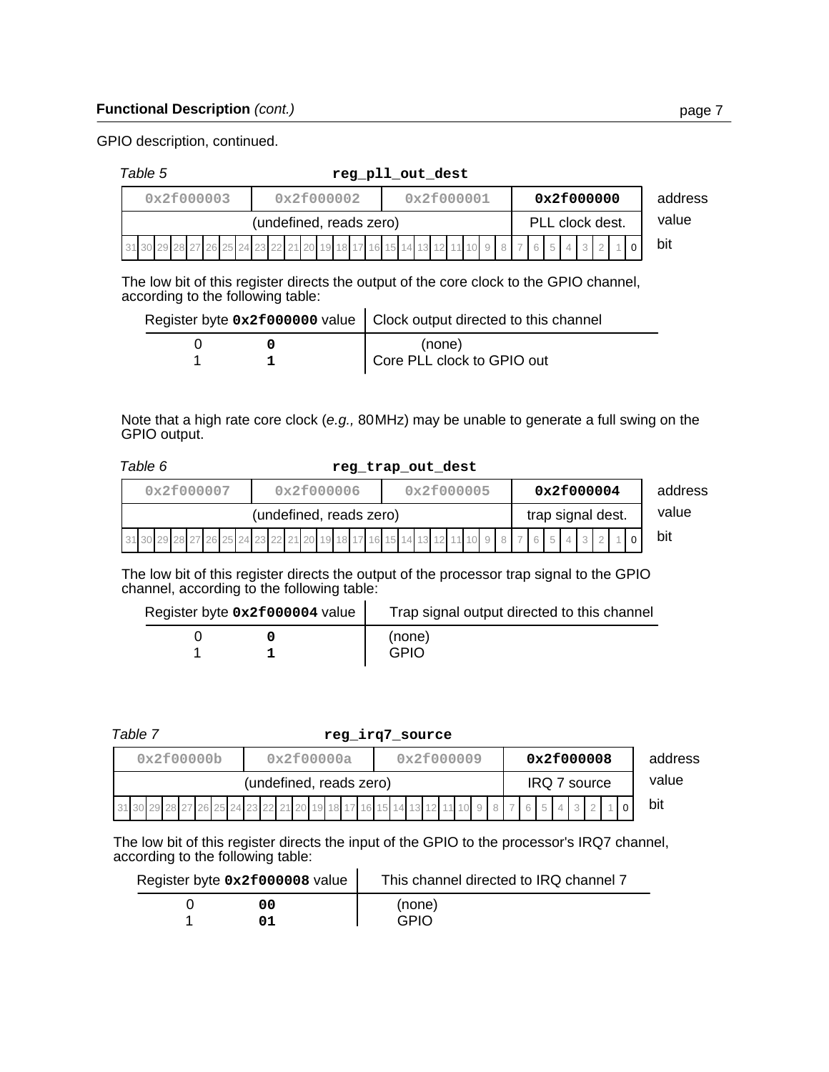GPIO description, continued.

*Table 5* **reg_pll_out_dest**

| 0x2f000003 | 0x2f000002 | 0x2f000001 | **0x2f000000** | address |
|---|---|---|---|---|
| (undefined, reads zero) | | | PLL clock dest. | value |
| 31–24 | 23–16 | 15–8 | 7–0 | bit |

The low bit of this register directs the output of the core clock to the GPIO channel, according to the following table:

| Register byte **0x2f000000** value | | Clock output directed to this channel |
|---|---|---|
| 0 | **0** | (none) |
| 1 | **1** | Core PLL clock to GPIO out |

Note that a high rate core clock (*e.g.,* 80 MHz) may be unable to generate a full swing on the GPIO output.

*Table 6* **reg_trap_out_dest**

| 0x2f000007 | 0x2f000006 | 0x2f000005 | **0x2f000004** | address |
|---|---|---|---|---|
| (undefined, reads zero) | | | trap signal dest. | value |
| 31–24 | 23–16 | 15–8 | 7–0 | bit |

The low bit of this register directs the output of the processor trap signal to the GPIO channel, according to the following table:

| Register byte **0x2f000004** value | | Trap signal output directed to this channel |
|---|---|---|
| 0 | **0** | (none) |
| 1 | **1** | GPIO |

*Table 7* **reg_irq7_source**

| 0x2f00000b | 0x2f00000a | 0x2f000009 | **0x2f000008** | address |
|---|---|---|---|---|
| (undefined, reads zero) | | | IRQ 7 source | value |
| 31–24 | 23–16 | 15–8 | 7–0 | bit |

The low bit of this register directs the input of the GPIO to the processor's IRQ7 channel, according to the following table:

| Register byte **0x2f000008** value | | This channel directed to IRQ channel 7 |
|---|---|---|
| 0 | **00** | (none) |
| 1 | **01** | GPIO |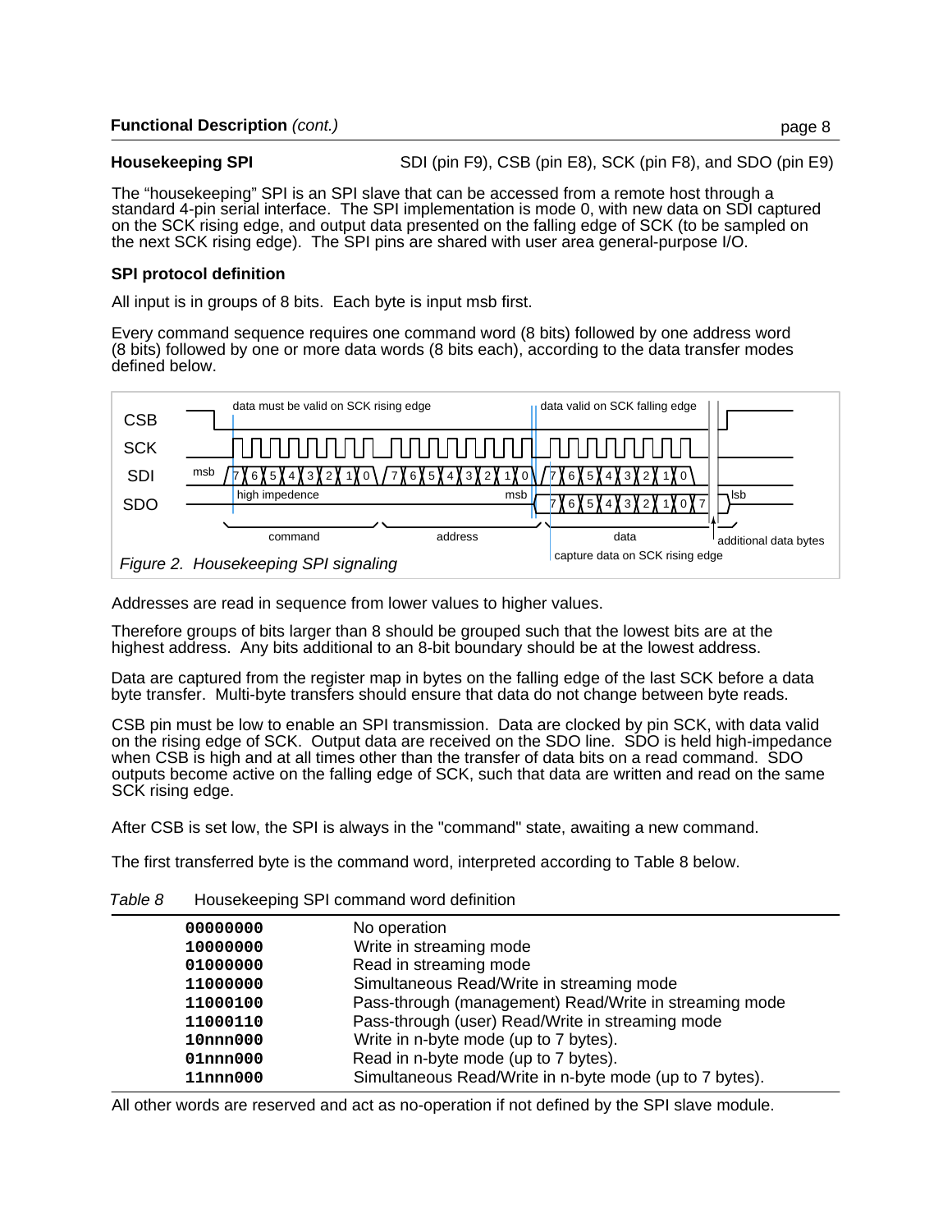**Functional Description** *(cont.)*

**Housekeeping SPI** SDI (pin F9), CSB (pin E8), SCK (pin F8), and SDO (pin E9)

The "housekeeping" SPI is an SPI slave that can be accessed from a remote host through a standard 4-pin serial interface. The SPI implementation is mode 0, with new data on SDI captured on the SCK rising edge, and output data presented on the falling edge of SCK (to be sampled on the next SCK rising edge). The SPI pins are shared with user area general-purpose I/O.

**SPI protocol definition**

All input is in groups of 8 bits. Each byte is input msb first.

Every command sequence requires one command word (8 bits) followed by one address word (8 bits) followed by one or more data words (8 bits each), according to the data transfer modes defined below.

data must be valid on SCK rising edge
data valid on SCK falling edge
CSB
SCK
SDI
SDO
msb
7 6 5 4 3 2 1 0 7 6 5 4 3 2 1 0 7 6 5 4 3 2 1 0
high impedence
msb
7 6 5 4 3 2 1 0 7
lsb
command
address
data
additional data bytes
capture data on SCK rising edge

*Figure 2. Housekeeping SPI signaling*

Addresses are read in sequence from lower values to higher values.

Therefore groups of bits larger than 8 should be grouped such that the lowest bits are at the highest address. Any bits additional to an 8-bit boundary should be at the lowest address.

Data are captured from the register map in bytes on the falling edge of the last SCK before a data byte transfer. Multi-byte transfers should ensure that data do not change between byte reads.

CSB pin must be low to enable an SPI transmission. Data are clocked by pin SCK, with data valid on the rising edge of SCK. Output data are received on the SDO line. SDO is held high-impedance when CSB is high and at all times other than the transfer of data bits on a read command. SDO outputs become active on the falling edge of SCK, such that data are written and read on the same SCK rising edge.

After CSB is set low, the SPI is always in the "command" state, awaiting a new command.

The first transferred byte is the command word, interpreted according to Table 8 below.

*Table 8* Housekeeping SPI command word definition

| | |
|---|---|
| `00000000` | No operation |
| `10000000` | Write in streaming mode |
| `01000000` | Read in streaming mode |
| `11000000` | Simultaneous Read/Write in streaming mode |
| `11000100` | Pass-through (management) Read/Write in streaming mode |
| `11000110` | Pass-through (user) Read/Write in streaming mode |
| `10nnn000` | Write in n-byte mode (up to 7 bytes). |
| `01nnn000` | Read in n-byte mode (up to 7 bytes). |
| `11nnn000` | Simultaneous Read/Write in n-byte mode (up to 7 bytes). |

All other words are reserved and act as no-operation if not defined by the SPI slave module.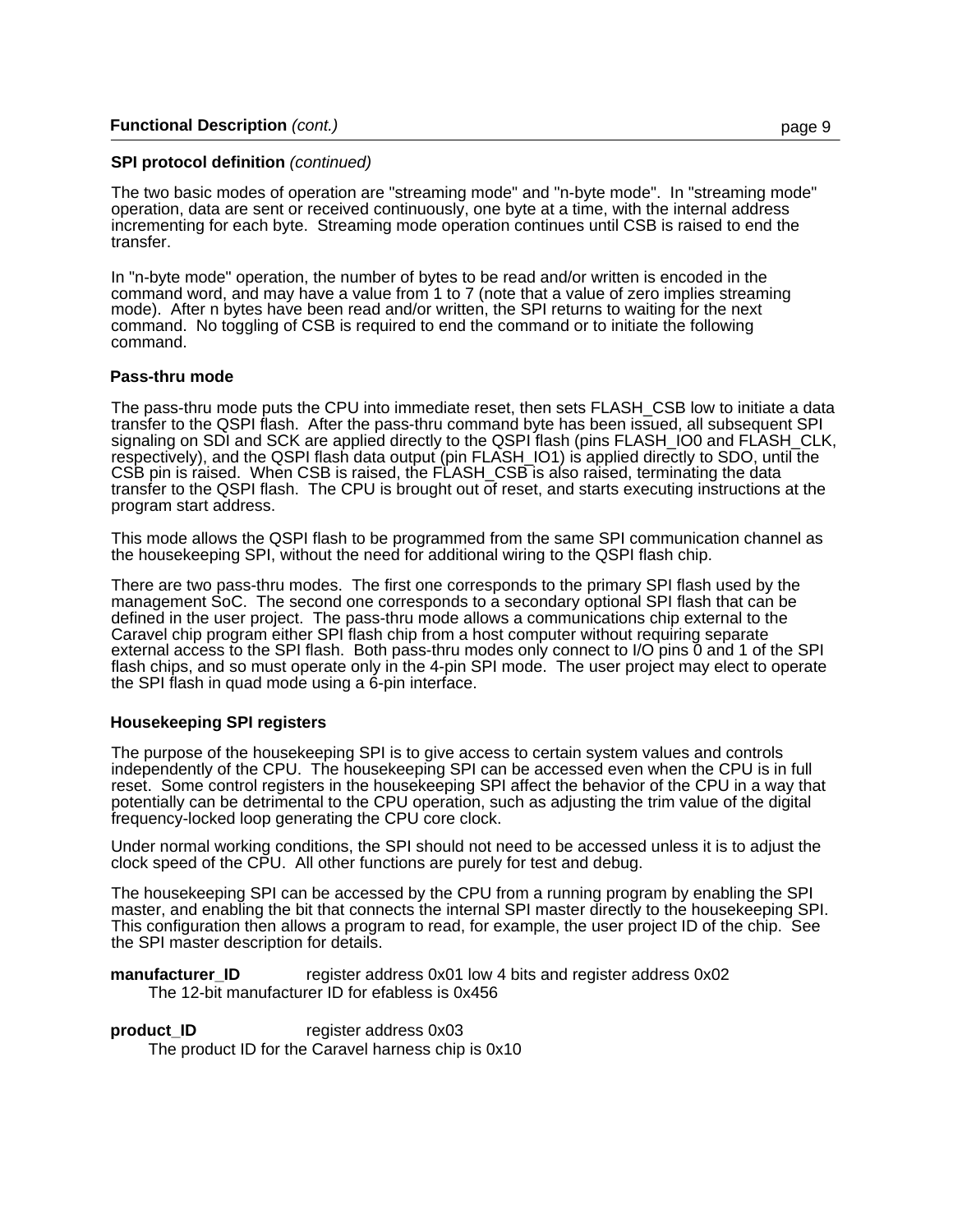### SPI protocol definition *(continued)*

The two basic modes of operation are "streaming mode" and "n-byte mode". In "streaming mode" operation, data are sent or received continuously, one byte at a time, with the internal address incrementing for each byte. Streaming mode operation continues until CSB is raised to end the transfer.

In "n-byte mode" operation, the number of bytes to be read and/or written is encoded in the command word, and may have a value from 1 to 7 (note that a value of zero implies streaming mode). After n bytes have been read and/or written, the SPI returns to waiting for the next command. No toggling of CSB is required to end the command or to initiate the following command.

### Pass-thru mode

The pass-thru mode puts the CPU into immediate reset, then sets FLASH_CSB low to initiate a data transfer to the QSPI flash. After the pass-thru command byte has been issued, all subsequent SPI signaling on SDI and SCK are applied directly to the QSPI flash (pins FLASH_IO0 and FLASH_CLK, respectively), and the QSPI flash data output (pin FLASH_IO1) is applied directly to SDO, until the CSB pin is raised. When CSB is raised, the FLASH_CSB is also raised, terminating the data transfer to the QSPI flash. The CPU is brought out of reset, and starts executing instructions at the program start address.

This mode allows the QSPI flash to be programmed from the same SPI communication channel as the housekeeping SPI, without the need for additional wiring to the QSPI flash chip.

There are two pass-thru modes. The first one corresponds to the primary SPI flash used by the management SoC. The second one corresponds to a secondary optional SPI flash that can be defined in the user project. The pass-thru mode allows a communications chip external to the Caravel chip program either SPI flash chip from a host computer without requiring separate external access to the SPI flash. Both pass-thru modes only connect to I/O pins 0 and 1 of the SPI flash chips, and so must operate only in the 4-pin SPI mode. The user project may elect to operate the SPI flash in quad mode using a 6-pin interface.

### Housekeeping SPI registers

The purpose of the housekeeping SPI is to give access to certain system values and controls independently of the CPU. The housekeeping SPI can be accessed even when the CPU is in full reset. Some control registers in the housekeeping SPI affect the behavior of the CPU in a way that potentially can be detrimental to the CPU operation, such as adjusting the trim value of the digital frequency-locked loop generating the CPU core clock.

Under normal working conditions, the SPI should not need to be accessed unless it is to adjust the clock speed of the CPU. All other functions are purely for test and debug.

The housekeeping SPI can be accessed by the CPU from a running program by enabling the SPI master, and enabling the bit that connects the internal SPI master directly to the housekeeping SPI. This configuration then allows a program to read, for example, the user project ID of the chip. See the SPI master description for details.

**manufacturer_ID** register address 0x01 low 4 bits and register address 0x02
The 12-bit manufacturer ID for efabless is 0x456

**product_ID** register address 0x03
The product ID for the Caravel harness chip is 0x10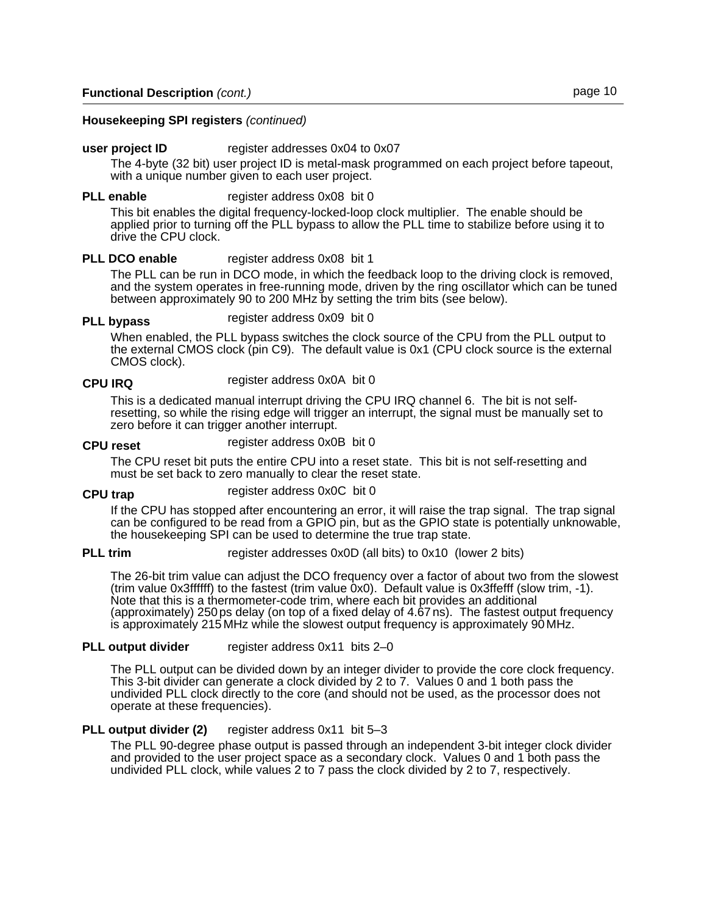**Housekeeping SPI registers** *(continued)*

**user project ID** register addresses 0x04 to 0x07

The 4-byte (32 bit) user project ID is metal-mask programmed on each project before tapeout, with a unique number given to each user project.

**PLL enable** register address 0x08 bit 0

This bit enables the digital frequency-locked-loop clock multiplier. The enable should be applied prior to turning off the PLL bypass to allow the PLL time to stabilize before using it to drive the CPU clock.

**PLL DCO enable** register address 0x08 bit 1

The PLL can be run in DCO mode, in which the feedback loop to the driving clock is removed, and the system operates in free-running mode, driven by the ring oscillator which can be tuned between approximately 90 to 200 MHz by setting the trim bits (see below).

**PLL bypass** register address 0x09 bit 0

When enabled, the PLL bypass switches the clock source of the CPU from the PLL output to the external CMOS clock (pin C9). The default value is 0x1 (CPU clock source is the external CMOS clock).

**CPU IRQ** register address 0x0A bit 0

This is a dedicated manual interrupt driving the CPU IRQ channel 6. The bit is not self-resetting, so while the rising edge will trigger an interrupt, the signal must be manually set to zero before it can trigger another interrupt.

**CPU reset** register address 0x0B bit 0

The CPU reset bit puts the entire CPU into a reset state. This bit is not self-resetting and must be set back to zero manually to clear the reset state.

**CPU trap** register address 0x0C bit 0

If the CPU has stopped after encountering an error, it will raise the trap signal. The trap signal can be configured to be read from a GPIO pin, but as the GPIO state is potentially unknowable, the housekeeping SPI can be used to determine the true trap state.

**PLL trim** register addresses 0x0D (all bits) to 0x10 (lower 2 bits)

The 26-bit trim value can adjust the DCO frequency over a factor of about two from the slowest (trim value 0x3ffffff) to the fastest (trim value 0x0). Default value is 0x3ffefff (slow trim, -1). Note that this is a thermometer-code trim, where each bit provides an additional (approximately) 250 ps delay (on top of a fixed delay of 4.67 ns). The fastest output frequency is approximately 215 MHz while the slowest output frequency is approximately 90 MHz.

**PLL output divider** register address 0x11 bits 2–0

The PLL output can be divided down by an integer divider to provide the core clock frequency. This 3-bit divider can generate a clock divided by 2 to 7. Values 0 and 1 both pass the undivided PLL clock directly to the core (and should not be used, as the processor does not operate at these frequencies).

**PLL output divider (2)** register address 0x11 bit 5–3

The PLL 90-degree phase output is passed through an independent 3-bit integer clock divider and provided to the user project space as a secondary clock. Values 0 and 1 both pass the undivided PLL clock, while values 2 to 7 pass the clock divided by 2 to 7, respectively.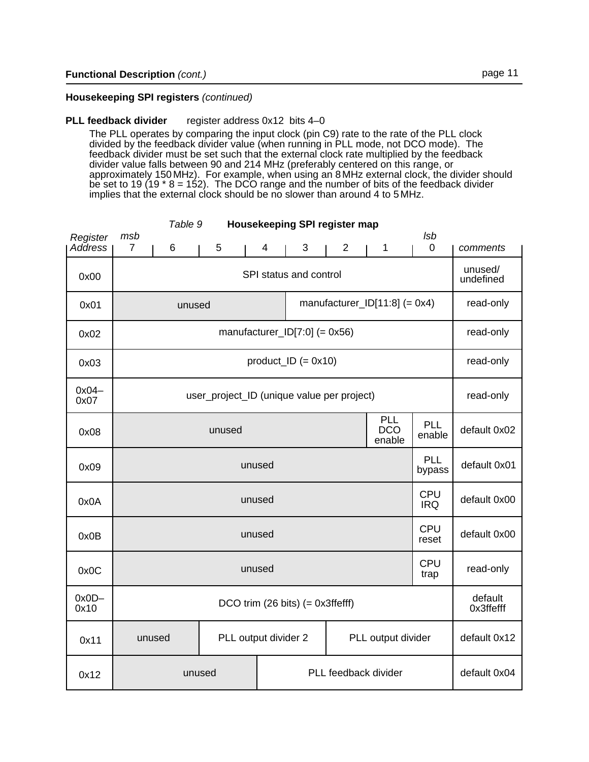**Functional Description** *(cont.)*

### Housekeeping SPI registers *(continued)*

**PLL feedback divider** register address 0x12 bits 4–0

The PLL operates by comparing the input clock (pin C9) rate to the rate of the PLL clock divided by the feedback divider value (when running in PLL mode, not DCO mode). The feedback divider must be set such that the external clock rate multiplied by the feedback divider value falls between 90 and 214 MHz (preferably centered on this range, or approximately 150 MHz). For example, when using an 8 MHz external clock, the divider should be set to 19 (19 * 8 = 152). The DCO range and the number of bits of the feedback divider implies that the external clock should be no slower than around 4 to 5 MHz.

*Table 9* **Housekeeping SPI register map**

| Register Address | msb 7 | 6 | 5 | 4 | 3 | 2 | 1 | lsb 0 | comments |
|---|---|---|---|---|---|---|---|---|---|
| 0x00 | SPI status and control | | | | | | | | unused/ undefined |
| 0x01 | unused | | | | manufacturer_ID[11:8] (= 0x4) | | | | read-only |
| 0x02 | manufacturer_ID[7:0] (= 0x56) | | | | | | | | read-only |
| 0x03 | product_ID (= 0x10) | | | | | | | | read-only |
| 0x04–0x07 | user_project_ID (unique value per project) | | | | | | | | read-only |
| 0x08 | unused | | | | | | PLL DCO enable | PLL enable | default 0x02 |
| 0x09 | unused | | | | | | | PLL bypass | default 0x01 |
| 0x0A | unused | | | | | | | CPU IRQ | default 0x00 |
| 0x0B | unused | | | | | | | CPU reset | default 0x00 |
| 0x0C | unused | | | | | | | CPU trap | read-only |
| 0x0D–0x10 | DCO trim (26 bits) (= 0x3ffefff) | | | | | | | | default 0x3ffefff |
| 0x11 | unused | | PLL output divider 2 | | | PLL output divider | | | default 0x12 |
| 0x12 | unused | | | PLL feedback divider | | | | | default 0x04 |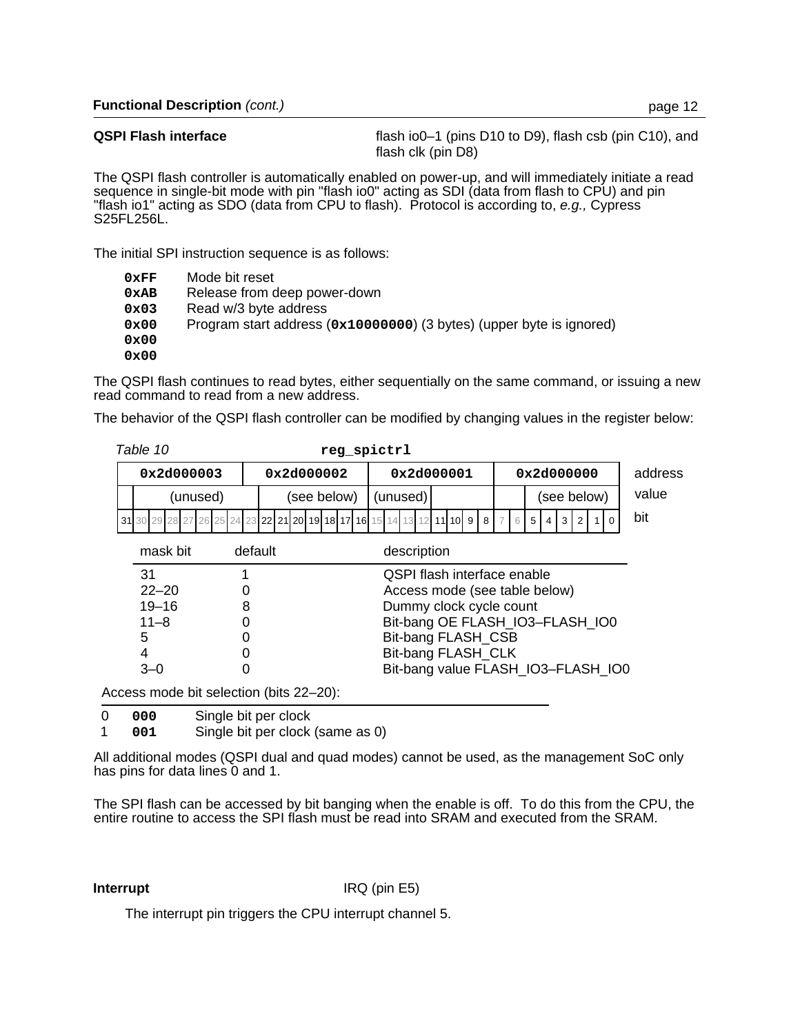**QSPI Flash interface** flash io0–1 (pins D10 to D9), flash csb (pin C10), and flash clk (pin D8)

The QSPI flash controller is automatically enabled on power-up, and will immediately initiate a read sequence in single-bit mode with pin "flash io0" acting as SDI (data from flash to CPU) and pin "flash io1" acting as SDO (data from CPU to flash). Protocol is according to, *e.g.,* Cypress S25FL256L.

The initial SPI instruction sequence is as follows:

| | |
|---|---|
| **0xFF** | Mode bit reset |
| **0xAB** | Release from deep power-down |
| **0x03** | Read w/3 byte address |
| **0x00** | Program start address (**0x10000000**) (3 bytes) (upper byte is ignored) |
| **0x00** | |
| **0x00** | |

The QSPI flash continues to read bytes, either sequentially on the same command, or issuing a new read command to read from a new address.

The behavior of the QSPI flash controller can be modified by changing values in the register below:

*Table 10* **reg_spictrl**

| **0x2d000003** | **0x2d000002** | **0x2d000001** | **0x2d000000** | address |
|---|---|---|---|---|
| (unused) | (see below) | (unused) | (see below) | value |
| 31 30 29 28 27 26 25 24 | 23 22 21 20 19 18 17 16 | 15 14 13 12 11 10 9 8 | 7 6 5 4 3 2 1 0 | bit |

| mask bit | default | description |
|---|---|---|
| 31 | 1 | QSPI flash interface enable |
| 22–20 | 0 | Access mode (see table below) |
| 19–16 | 8 | Dummy clock cycle count |
| 11–8 | 0 | Bit-bang OE FLASH_IO3–FLASH_IO0 |
| 5 | 0 | Bit-bang FLASH_CSB |
| 4 | 0 | Bit-bang FLASH_CLK |
| 3–0 | 0 | Bit-bang value FLASH_IO3–FLASH_IO0 |

Access mode bit selection (bits 22–20):

| | | |
|---|---|---|
| 0 | **000** | Single bit per clock |
| 1 | **001** | Single bit per clock (same as 0) |

All additional modes (QSPI dual and quad modes) cannot be used, as the management SoC only has pins for data lines 0 and 1.

The SPI flash can be accessed by bit banging when the enable is off. To do this from the CPU, the entire routine to access the SPI flash must be read into SRAM and executed from the SRAM.

**Interrupt** IRQ (pin E5)

The interrupt pin triggers the CPU interrupt channel 5.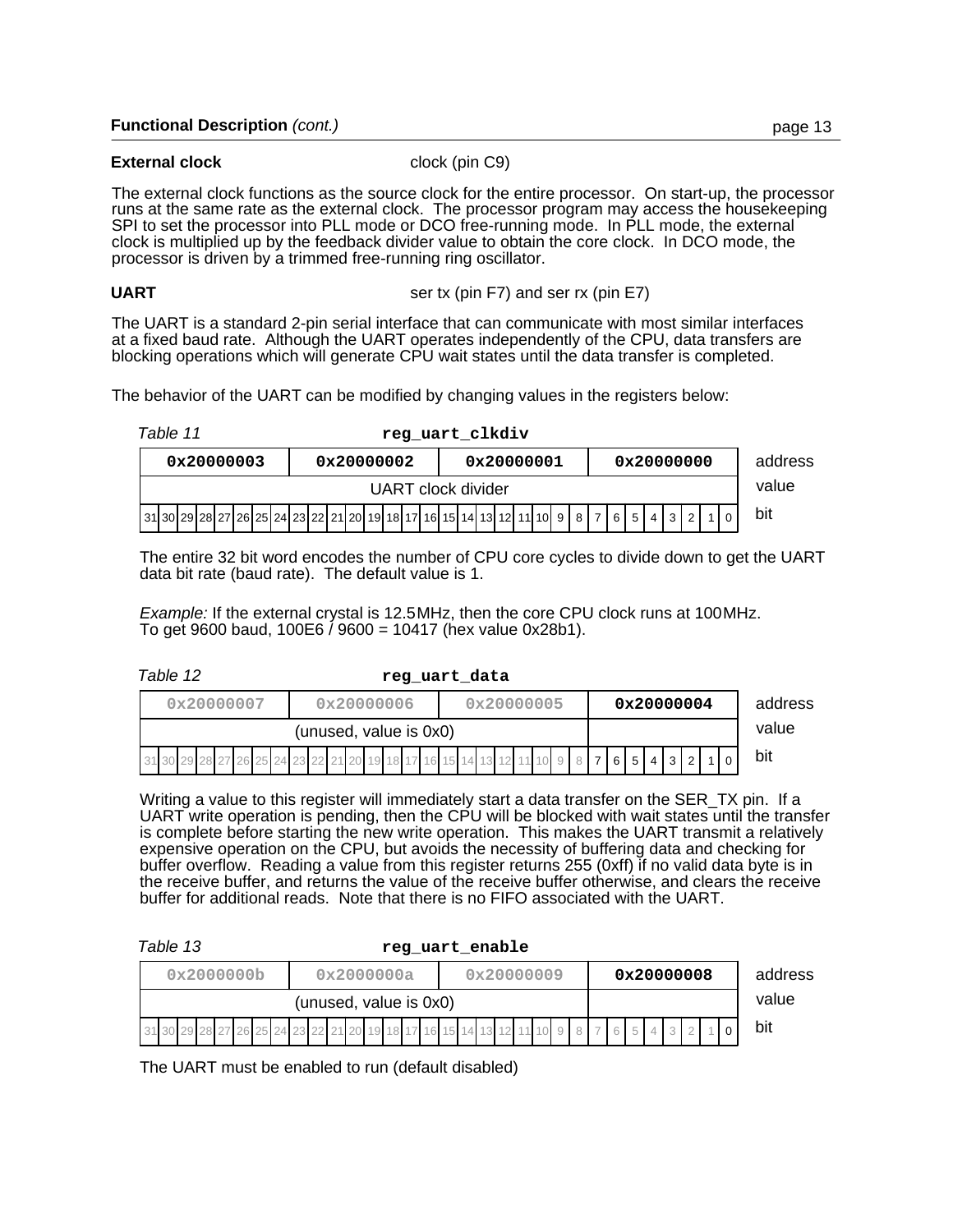**External clock** clock (pin C9)

The external clock functions as the source clock for the entire processor. On start-up, the processor runs at the same rate as the external clock. The processor program may access the housekeeping SPI to set the processor into PLL mode or DCO free-running mode. In PLL mode, the external clock is multiplied up by the feedback divider value to obtain the core clock. In DCO mode, the processor is driven by a trimmed free-running ring oscillator.

**UART** ser tx (pin F7) and ser rx (pin E7)

The UART is a standard 2-pin serial interface that can communicate with most similar interfaces at a fixed baud rate. Although the UART operates independently of the CPU, data transfers are blocking operations which will generate CPU wait states until the data transfer is completed.

The behavior of the UART can be modified by changing values in the registers below:

*Table 11* **`reg_uart_clkdiv`**

| 0x20000003 | 0x20000002 | 0x20000001 | 0x20000000 | address |
|---|---|---|---|---|
| UART clock divider | | | | value |
| 31–24 | 23–16 | 15–8 | 7–0 | bit |

The entire 32 bit word encodes the number of CPU core cycles to divide down to get the UART data bit rate (baud rate). The default value is 1.

*Example:* If the external crystal is 12.5 MHz, then the core CPU clock runs at 100 MHz. To get 9600 baud, 100E6 / 9600 = 10417 (hex value 0x28b1).

*Table 12* **`reg_uart_data`**

| 0x20000007 | 0x20000006 | 0x20000005 | 0x20000004 | address |
|---|---|---|---|---|
| (unused, value is 0x0) | | | | value |
| 31–24 | 23–16 | 15–8 | 7–0 | bit |

Writing a value to this register will immediately start a data transfer on the SER_TX pin. If a UART write operation is pending, then the CPU will be blocked with wait states until the transfer is complete before starting the new write operation. This makes the UART transmit a relatively expensive operation on the CPU, but avoids the necessity of buffering data and checking for buffer overflow. Reading a value from this register returns 255 (0xff) if no valid data byte is in the receive buffer, and returns the value of the receive buffer otherwise, and clears the receive buffer for additional reads. Note that there is no FIFO associated with the UART.

*Table 13* **`reg_uart_enable`**

| 0x2000000b | 0x2000000a | 0x20000009 | 0x20000008 | address |
|---|---|---|---|---|
| (unused, value is 0x0) | | | | value |
| 31–24 | 23–16 | 15–8 | 7–0 (bit 0 used) | bit |

The UART must be enabled to run (default disabled)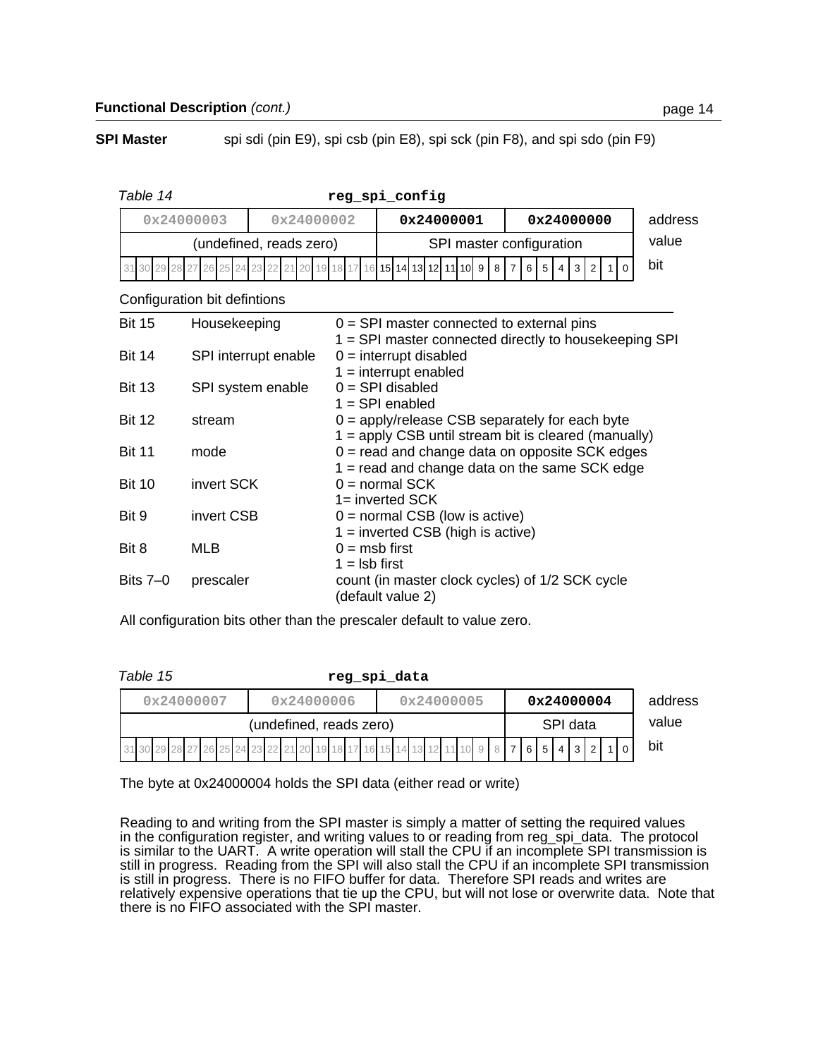**Functional Description** *(cont.)*

**SPI Master** spi sdi (pin E9), spi csb (pin E8), spi sck (pin F8), and spi sdo (pin F9)

*Table 14* **reg_spi_config**

| 0x24000003 | 0x24000002 | 0x24000001 | 0x24000000 | address |
|---|---|---|---|---|
| (undefined, reads zero) | | SPI master configuration | | value |
| 31 30 29 28 27 26 25 24 | 23 22 21 20 19 18 17 16 | 15 14 13 12 11 10 9 8 | 7 6 5 4 3 2 1 0 | bit |

Configuration bit defintions

| | | |
|---|---|---|
| Bit 15 | Housekeeping | 0 = SPI master connected to external pins<br>1 = SPI master connected directly to housekeeping SPI |
| Bit 14 | SPI interrupt enable | 0 = interrupt disabled<br>1 = interrupt enabled |
| Bit 13 | SPI system enable | 0 = SPI disabled<br>1 = SPI enabled |
| Bit 12 | stream | 0 = apply/release CSB separately for each byte<br>1 = apply CSB until stream bit is cleared (manually) |
| Bit 11 | mode | 0 = read and change data on opposite SCK edges<br>1 = read and change data on the same SCK edge |
| Bit 10 | invert SCK | 0 = normal SCK<br>1= inverted SCK |
| Bit 9 | invert CSB | 0 = normal CSB (low is active)<br>1 = inverted CSB (high is active) |
| Bit 8 | MLB | 0 = msb first<br>1 = lsb first |
| Bits 7–0 | prescaler | count (in master clock cycles) of 1/2 SCK cycle<br>(default value 2) |

All configuration bits other than the prescaler default to value zero.

*Table 15* **reg_spi_data**

| 0x24000007 | 0x24000006 | 0x24000005 | 0x24000004 | address |
|---|---|---|---|---|
| (undefined, reads zero) | | | SPI data | value |
| 31 30 29 28 27 26 25 24 | 23 22 21 20 19 18 17 16 | 15 14 13 12 11 10 9 8 | 7 6 5 4 3 2 1 0 | bit |

The byte at 0x24000004 holds the SPI data (either read or write)

Reading to and writing from the SPI master is simply a matter of setting the required values in the configuration register, and writing values to or reading from reg_spi_data. The protocol is similar to the UART. A write operation will stall the CPU if an incomplete SPI transmission is still in progress. Reading from the SPI will also stall the CPU if an incomplete SPI transmission is still in progress. There is no FIFO buffer for data. Therefore SPI reads and writes are relatively expensive operations that tie up the CPU, but will not lose or overwrite data. Note that there is no FIFO associated with the SPI master.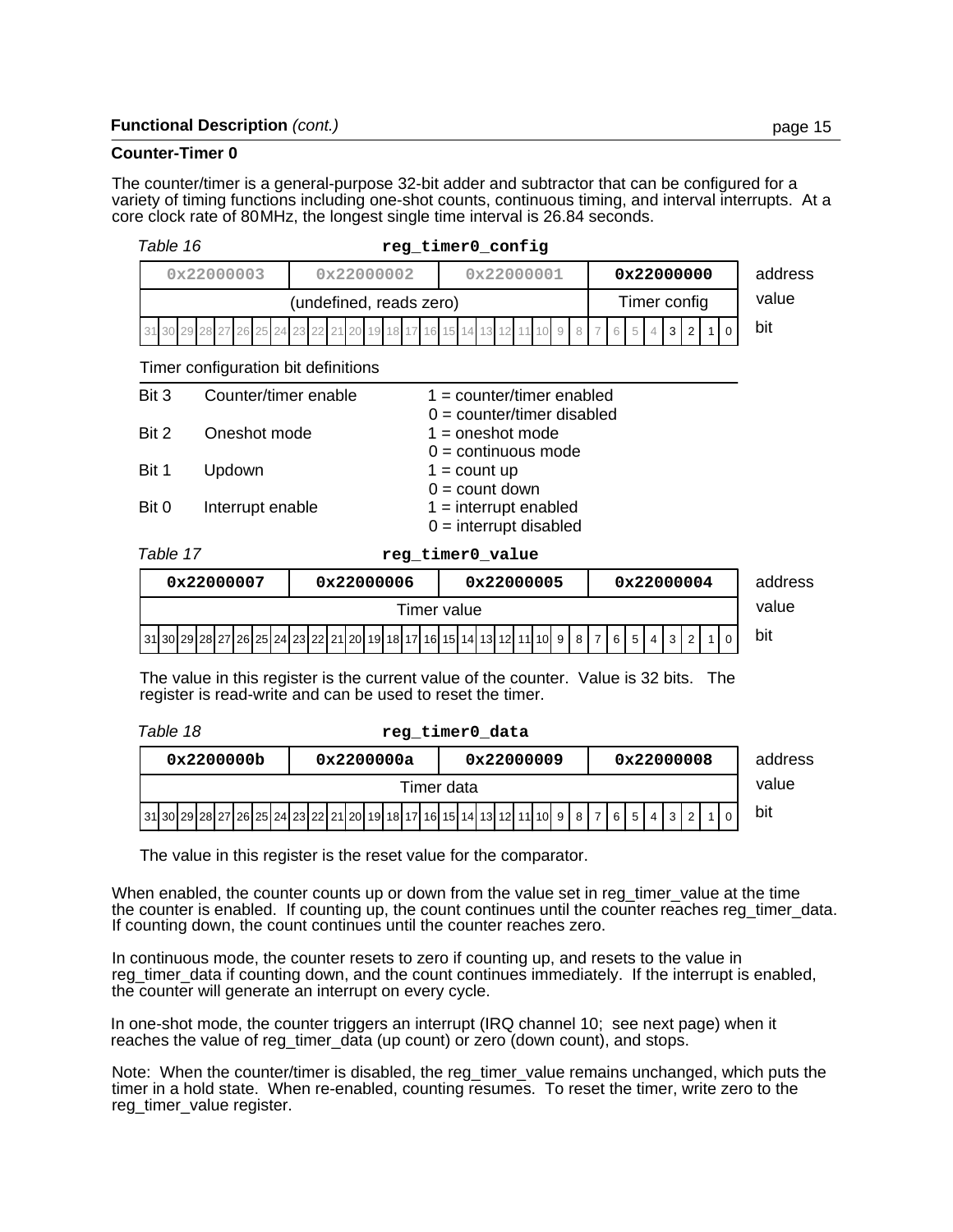**Functional Description** *(cont.)*

## Counter-Timer 0

The counter/timer is a general-purpose 32-bit adder and subtractor that can be configured for a variety of timing functions including one-shot counts, continuous timing, and interval interrupts. At a core clock rate of 80MHz, the longest single time interval is 26.84 seconds.

*Table 16* **`reg_timer0_config`**

| 0x22000003 | 0x22000002 | 0x22000001 | 0x22000000 | address |
|---|---|---|---|---|
| (undefined, reads zero) | | | Timer config | value |
| 31 30 29 28 27 26 25 24 | 23 22 21 20 19 18 17 16 | 15 14 13 12 11 10 9 8 | 7 6 5 4 3 2 1 0 | bit |

Timer configuration bit definitions

| | | |
|---|---|---|
| Bit 3 | Counter/timer enable | 1 = counter/timer enabled<br>0 = counter/timer disabled |
| Bit 2 | Oneshot mode | 1 = oneshot mode<br>0 = continuous mode |
| Bit 1 | Updown | 1 = count up<br>0 = count down |
| Bit 0 | Interrupt enable | 1 = interrupt enabled<br>0 = interrupt disabled |

*Table 17* **`reg_timer0_value`**

| 0x22000007 | 0x22000006 | 0x22000005 | 0x22000004 | address |
|---|---|---|---|---|
| Timer value | | | | value |
| 31 30 29 28 27 26 25 24 | 23 22 21 20 19 18 17 16 | 15 14 13 12 11 10 9 8 | 7 6 5 4 3 2 1 0 | bit |

The value in this register is the current value of the counter. Value is 32 bits. The register is read-write and can be used to reset the timer.

*Table 18* **`reg_timer0_data`**

| 0x2200000b | 0x2200000a | 0x22000009 | 0x22000008 | address |
|---|---|---|---|---|
| Timer data | | | | value |
| 31 30 29 28 27 26 25 24 | 23 22 21 20 19 18 17 16 | 15 14 13 12 11 10 9 8 | 7 6 5 4 3 2 1 0 | bit |

The value in this register is the reset value for the comparator.

When enabled, the counter counts up or down from the value set in reg_timer_value at the time the counter is enabled. If counting up, the count continues until the counter reaches reg_timer_data. If counting down, the count continues until the counter reaches zero.

In continuous mode, the counter resets to zero if counting up, and resets to the value in reg_timer_data if counting down, and the count continues immediately. If the interrupt is enabled, the counter will generate an interrupt on every cycle.

In one-shot mode, the counter triggers an interrupt (IRQ channel 10; see next page) when it reaches the value of reg_timer_data (up count) or zero (down count), and stops.

Note: When the counter/timer is disabled, the reg_timer_value remains unchanged, which puts the timer in a hold state. When re-enabled, counting resumes. To reset the timer, write zero to the reg_timer_value register.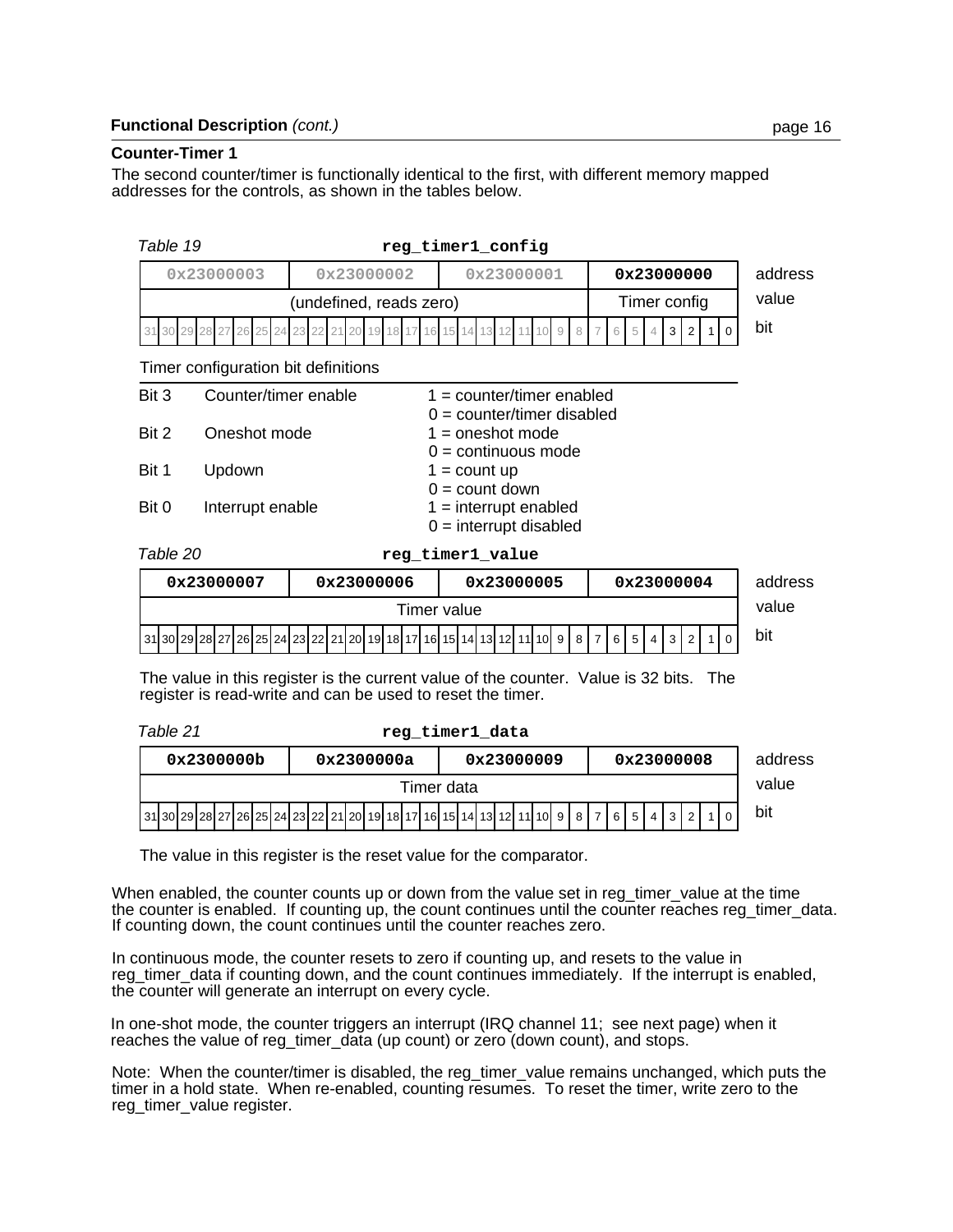## Functional Description *(cont.)*

### Counter-Timer 1

The second counter/timer is functionally identical to the first, with different memory mapped addresses for the controls, as shown in the tables below.

*Table 19* **reg_timer1_config**

| 0x23000003 | 0x23000002 | 0x23000001 | 0x23000000 | address |
|---|---|---|---|---|
| (undefined, reads zero) | | | Timer config | value |
| 31 30 29 28 27 26 25 24 | 23 22 21 20 19 18 17 16 | 15 14 13 12 11 10 9 8 | 7 6 5 4 3 2 1 0 | bit |

Timer configuration bit definitions

| | | |
|---|---|---|
| Bit 3 | Counter/timer enable | 1 = counter/timer enabled<br>0 = counter/timer disabled |
| Bit 2 | Oneshot mode | 1 = oneshot mode<br>0 = continuous mode |
| Bit 1 | Updown | 1 = count up<br>0 = count down |
| Bit 0 | Interrupt enable | 1 = interrupt enabled<br>0 = interrupt disabled |

*Table 20* **reg_timer1_value**

| 0x23000007 | 0x23000006 | 0x23000005 | 0x23000004 | address |
|---|---|---|---|---|
| Timer value | | | | value |
| 31 30 29 28 27 26 25 24 | 23 22 21 20 19 18 17 16 | 15 14 13 12 11 10 9 8 | 7 6 5 4 3 2 1 0 | bit |

The value in this register is the current value of the counter. Value is 32 bits. The register is read-write and can be used to reset the timer.

*Table 21* **reg_timer1_data**

| 0x2300000b | 0x2300000a | 0x23000009 | 0x23000008 | address |
|---|---|---|---|---|
| Timer data | | | | value |
| 31 30 29 28 27 26 25 24 | 23 22 21 20 19 18 17 16 | 15 14 13 12 11 10 9 8 | 7 6 5 4 3 2 1 0 | bit |

The value in this register is the reset value for the comparator.

When enabled, the counter counts up or down from the value set in reg_timer_value at the time the counter is enabled. If counting up, the count continues until the counter reaches reg_timer_data. If counting down, the count continues until the counter reaches zero.

In continuous mode, the counter resets to zero if counting up, and resets to the value in reg_timer_data if counting down, and the count continues immediately. If the interrupt is enabled, the counter will generate an interrupt on every cycle.

In one-shot mode, the counter triggers an interrupt (IRQ channel 11; see next page) when it reaches the value of reg_timer_data (up count) or zero (down count), and stops.

Note: When the counter/timer is disabled, the reg_timer_value remains unchanged, which puts the timer in a hold state. When re-enabled, counting resumes. To reset the timer, write zero to the reg_timer_value register.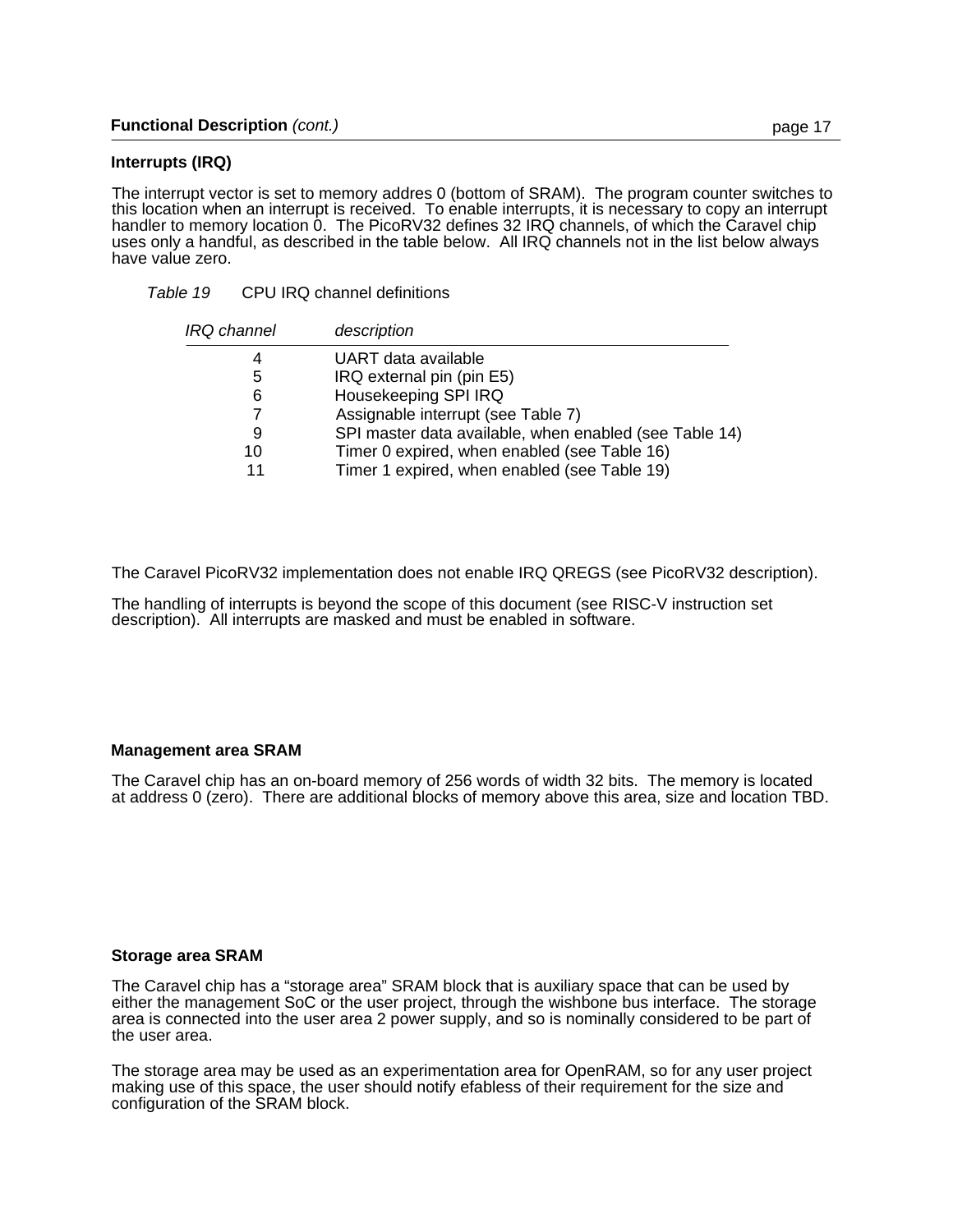### Interrupts (IRQ)

The interrupt vector is set to memory addres 0 (bottom of SRAM). The program counter switches to this location when an interrupt is received. To enable interrupts, it is necessary to copy an interrupt handler to memory location 0. The PicoRV32 defines 32 IRQ channels, of which the Caravel chip uses only a handful, as described in the table below. All IRQ channels not in the list below always have value zero.

*Table 19* CPU IRQ channel definitions

| *IRQ channel* | *description* |
|---|---|
| 4 | UART data available |
| 5 | IRQ external pin (pin E5) |
| 6 | Housekeeping SPI IRQ |
| 7 | Assignable interrupt (see Table 7) |
| 9 | SPI master data available, when enabled (see Table 14) |
| 10 | Timer 0 expired, when enabled (see Table 16) |
| 11 | Timer 1 expired, when enabled (see Table 19) |

The Caravel PicoRV32 implementation does not enable IRQ QREGS (see PicoRV32 description).

The handling of interrupts is beyond the scope of this document (see RISC-V instruction set description). All interrupts are masked and must be enabled in software.

### Management area SRAM

The Caravel chip has an on-board memory of 256 words of width 32 bits. The memory is located at address 0 (zero). There are additional blocks of memory above this area, size and location TBD.

### Storage area SRAM

The Caravel chip has a “storage area” SRAM block that is auxiliary space that can be used by either the management SoC or the user project, through the wishbone bus interface. The storage area is connected into the user area 2 power supply, and so is nominally considered to be part of the user area.

The storage area may be used as an experimentation area for OpenRAM, so for any user project making use of this space, the user should notify efabless of their requirement for the size and configuration of the SRAM block.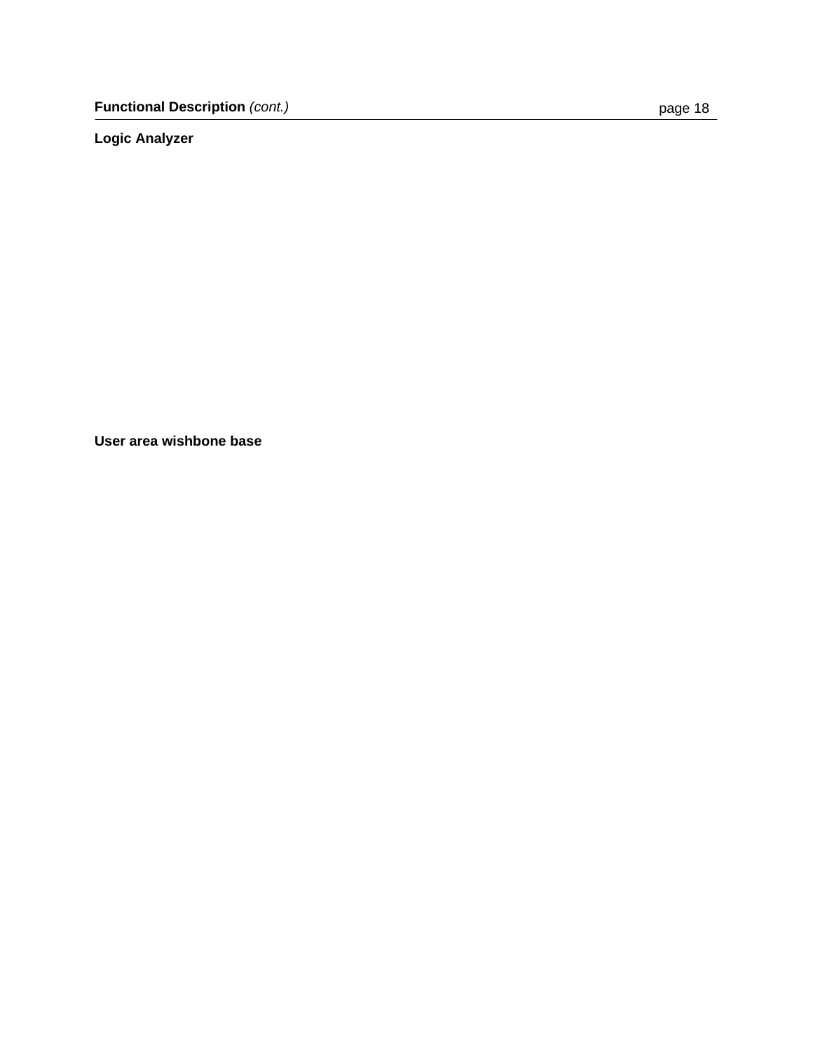**Logic Analyzer**

**User area wishbone base**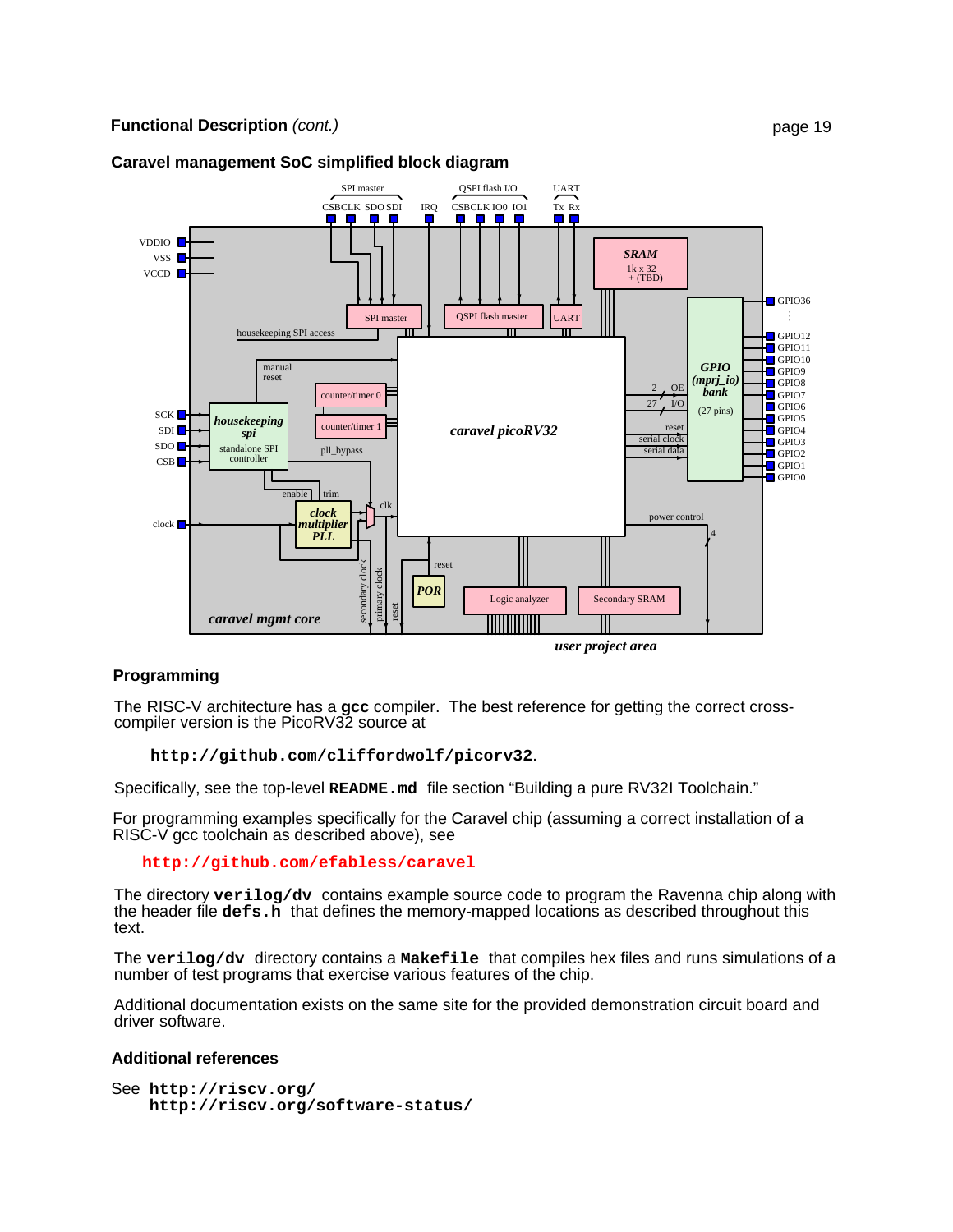## Caravel management SoC simplified block diagram

SPI master
CSBCLK SDO SDI
IRQ
QSPI flash I/O
CSBCLK IO0 IO1
UART
Tx Rx
VDDIO
VSS
VCCD
SRAM
1k x 32
+ (TBD)
GPIO36
GPIO12
GPIO11
GPIO10
GPIO9
GPIO8
GPIO7
GPIO6
GPIO5
GPIO4
GPIO3
GPIO2
GPIO1
GPIO0
SPI master
QSPI flash master
UART
housekeeping SPI access
manual reset
counter/timer 0
counter/timer 1
GPIO (mprj_io) bank
(27 pins)
2 OE
27 I/O
reset
serial clock
serial data
SCK
SDI
SDO
CSB
housekeeping spi
standalone SPI controller
pll_bypass
caravel picoRV32
enable
trim
clk
clock
clock multiplier PLL
power control
4
reset
POR
secondary clock
primary clock
reset
Logic analyzer
Secondary SRAM
caravel mgmt core
user project area

## Programming

The RISC-V architecture has a **gcc** compiler. The best reference for getting the correct cross-compiler version is the PicoRV32 source at

**http://github.com/cliffordwolf/picorv32**.

Specifically, see the top-level **README.md** file section "Building a pure RV32I Toolchain."

For programming examples specifically for the Caravel chip (assuming a correct installation of a RISC-V gcc toolchain as described above), see

**http://github.com/efabless/caravel**

The directory **verilog/dv** contains example source code to program the Ravenna chip along with the header file **defs.h** that defines the memory-mapped locations as described throughout this text.

The **verilog/dv** directory contains a **Makefile** that compiles hex files and runs simulations of a number of test programs that exercise various features of the chip.

Additional documentation exists on the same site for the provided demonstration circuit board and driver software.

## Additional references

See **http://riscv.org/**
**http://riscv.org/software-status/**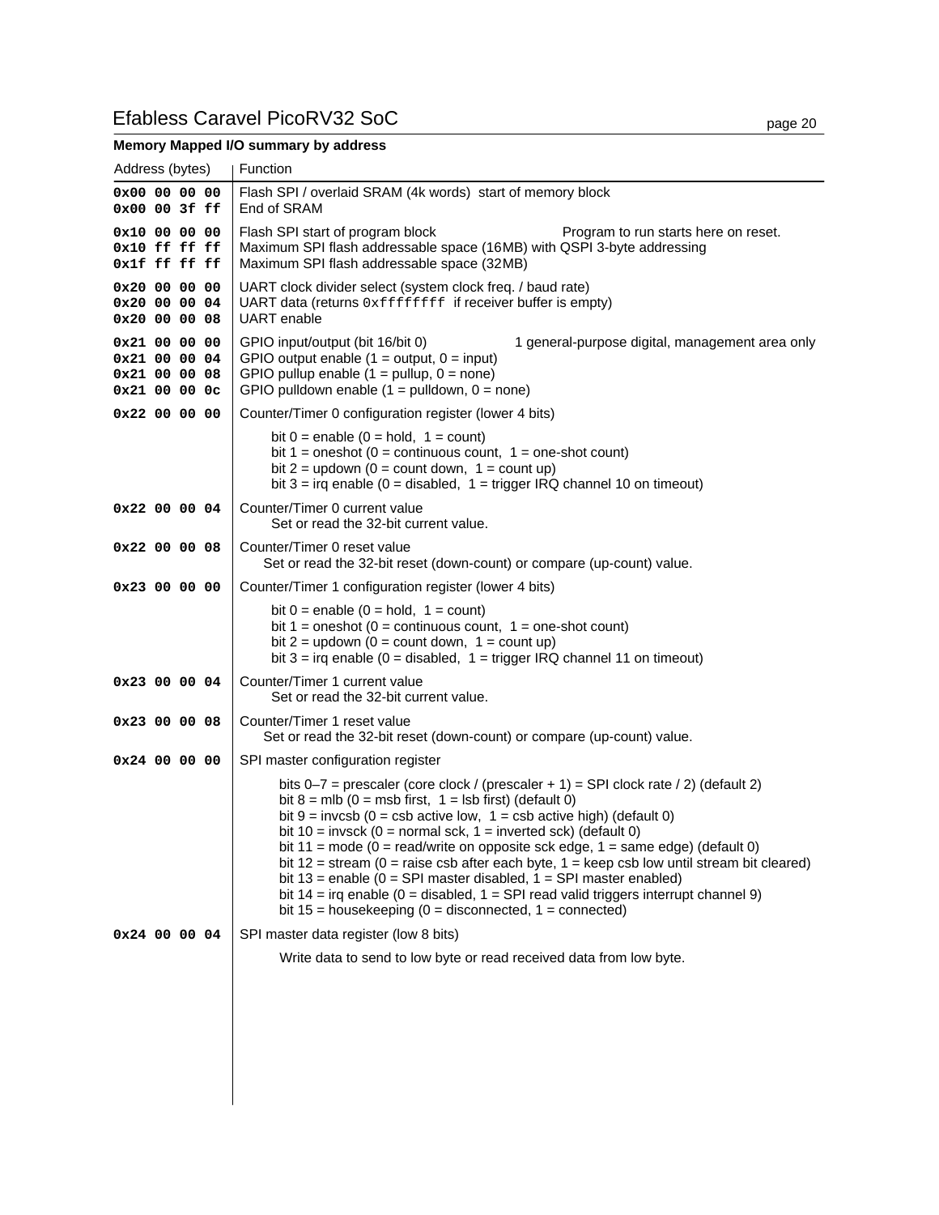**Memory Mapped I/O summary by address**

| Address (bytes) | Function |
|---|---|
| **0x00 00 00 00** | Flash SPI / overlaid SRAM (4k words) start of memory block |
| **0x00 00 3f ff** | End of SRAM |
| **0x10 00 00 00** | Flash SPI start of program block — Program to run starts here on reset. |
| **0x10 ff ff ff** | Maximum SPI flash addressable space (16MB) with QSPI 3-byte addressing |
| **0x1f ff ff ff** | Maximum SPI flash addressable space (32MB) |
| **0x20 00 00 00** | UART clock divider select (system clock freq. / baud rate) |
| **0x20 00 00 04** | UART data (returns `0xffffffff` if receiver buffer is empty) |
| **0x20 00 00 08** | UART enable |
| **0x21 00 00 00** | GPIO input/output (bit 16/bit 0) — 1 general-purpose digital, management area only |
| **0x21 00 00 04** | GPIO output enable (1 = output, 0 = input) |
| **0x21 00 00 08** | GPIO pullup enable (1 = pullup, 0 = none) |
| **0x21 00 00 0c** | GPIO pulldown enable (1 = pulldown, 0 = none) |
| **0x22 00 00 00** | Counter/Timer 0 configuration register (lower 4 bits)<br>bit 0 = enable (0 = hold, 1 = count)<br>bit 1 = oneshot (0 = continuous count, 1 = one-shot count)<br>bit 2 = updown (0 = count down, 1 = count up)<br>bit 3 = irq enable (0 = disabled, 1 = trigger IRQ channel 10 on timeout) |
| **0x22 00 00 04** | Counter/Timer 0 current value<br>Set or read the 32-bit current value. |
| **0x22 00 00 08** | Counter/Timer 0 reset value<br>Set or read the 32-bit reset (down-count) or compare (up-count) value. |
| **0x23 00 00 00** | Counter/Timer 1 configuration register (lower 4 bits)<br>bit 0 = enable (0 = hold, 1 = count)<br>bit 1 = oneshot (0 = continuous count, 1 = one-shot count)<br>bit 2 = updown (0 = count down, 1 = count up)<br>bit 3 = irq enable (0 = disabled, 1 = trigger IRQ channel 11 on timeout) |
| **0x23 00 00 04** | Counter/Timer 1 current value<br>Set or read the 32-bit current value. |
| **0x23 00 00 08** | Counter/Timer 1 reset value<br>Set or read the 32-bit reset (down-count) or compare (up-count) value. |
| **0x24 00 00 00** | SPI master configuration register<br>bits 0–7 = prescaler (core clock / (prescaler + 1) = SPI clock rate / 2) (default 2)<br>bit 8 = mlb (0 = msb first, 1 = lsb first) (default 0)<br>bit 9 = invcsb (0 = csb active low, 1 = csb active high) (default 0)<br>bit 10 = invsck (0 = normal sck, 1 = inverted sck) (default 0)<br>bit 11 = mode (0 = read/write on opposite sck edge, 1 = same edge) (default 0)<br>bit 12 = stream (0 = raise csb after each byte, 1 = keep csb low until stream bit cleared)<br>bit 13 = enable (0 = SPI master disabled, 1 = SPI master enabled)<br>bit 14 = irq enable (0 = disabled, 1 = SPI read valid triggers interrupt channel 9)<br>bit 15 = housekeeping (0 = disconnected, 1 = connected) |
| **0x24 00 00 04** | SPI master data register (low 8 bits)<br>Write data to send to low byte or read received data from low byte. |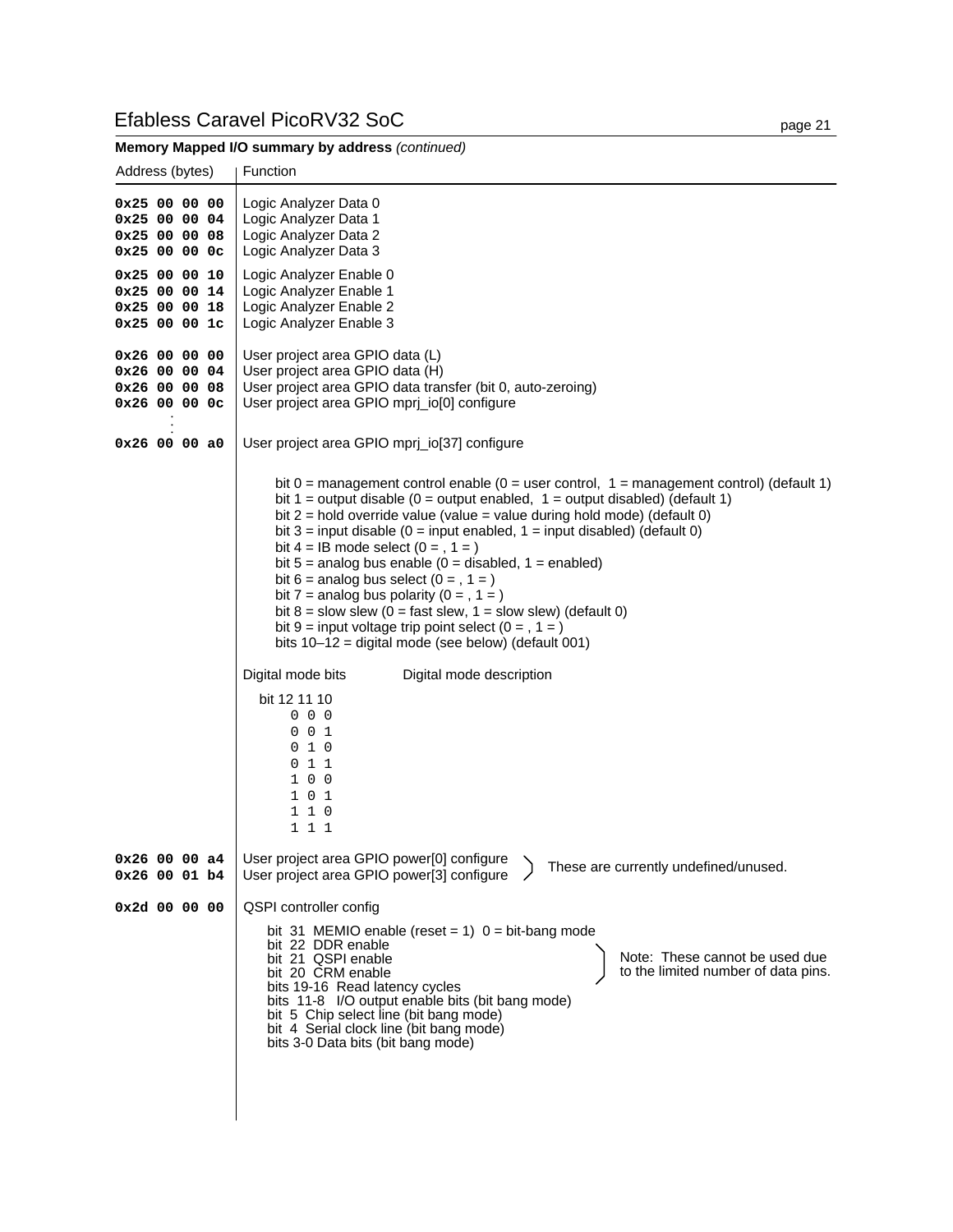**Memory Mapped I/O summary by address** *(continued)*

| Address (bytes) | Function |
|---|---|
| **0x25 00 00 00** | Logic Analyzer Data 0 |
| **0x25 00 00 04** | Logic Analyzer Data 1 |
| **0x25 00 00 08** | Logic Analyzer Data 2 |
| **0x25 00 00 0c** | Logic Analyzer Data 3 |
| **0x25 00 00 10** | Logic Analyzer Enable 0 |
| **0x25 00 00 14** | Logic Analyzer Enable 1 |
| **0x25 00 00 18** | Logic Analyzer Enable 2 |
| **0x25 00 00 1c** | Logic Analyzer Enable 3 |
| **0x26 00 00 00** | User project area GPIO data (L) |
| **0x26 00 00 04** | User project area GPIO data (H) |
| **0x26 00 00 08** | User project area GPIO data transfer (bit 0, auto-zeroing) |
| **0x26 00 00 0c** | User project area GPIO mprj_io[0] configure |
| : | |
| **0x26 00 00 a0** | User project area GPIO mprj_io[37] configure |

bit 0 = management control enable (0 = user control, 1 = management control) (default 1)
bit 1 = output disable (0 = output enabled, 1 = output disabled) (default 1)
bit 2 = hold override value (value = value during hold mode) (default 0)
bit 3 = input disable (0 = input enabled, 1 = input disabled) (default 0)
bit 4 = IB mode select (0 = , 1 = )
bit 5 = analog bus enable (0 = disabled, 1 = enabled)
bit 6 = analog bus select (0 = , 1 = )
bit 7 = analog bus polarity (0 = , 1 = )
bit 8 = slow slew (0 = fast slew, 1 = slow slew) (default 0)
bit 9 = input voltage trip point select (0 = , 1 = )
bits 10–12 = digital mode (see below) (default 001)

| Digital mode bits (bit 12 11 10) | Digital mode description |
|---|---|
| 0 0 0 | |
| 0 0 1 | |
| 0 1 0 | |
| 0 1 1 | |
| 1 0 0 | |
| 1 0 1 | |
| 1 1 0 | |
| 1 1 1 | |

| Address (bytes) | Function |
|---|---|
| **0x26 00 00 a4** | User project area GPIO power[0] configure |
| **0x26 00 01 b4** | User project area GPIO power[3] configure |

These are currently undefined/unused.

| Address (bytes) | Function |
|---|---|
| **0x2d 00 00 00** | QSPI controller config |

bit 31 MEMIO enable (reset = 1) 0 = bit-bang mode
bit 22 DDR enable
bit 21 QSPI enable
bit 20 CRM enable
bits 19-16 Read latency cycles
bits 11-8 I/O output enable bits (bit bang mode)
bit 5 Chip select line (bit bang mode)
bit 4 Serial clock line (bit bang mode)
bits 3-0 Data bits (bit bang mode)

Note: These cannot be used due to the limited number of data pins.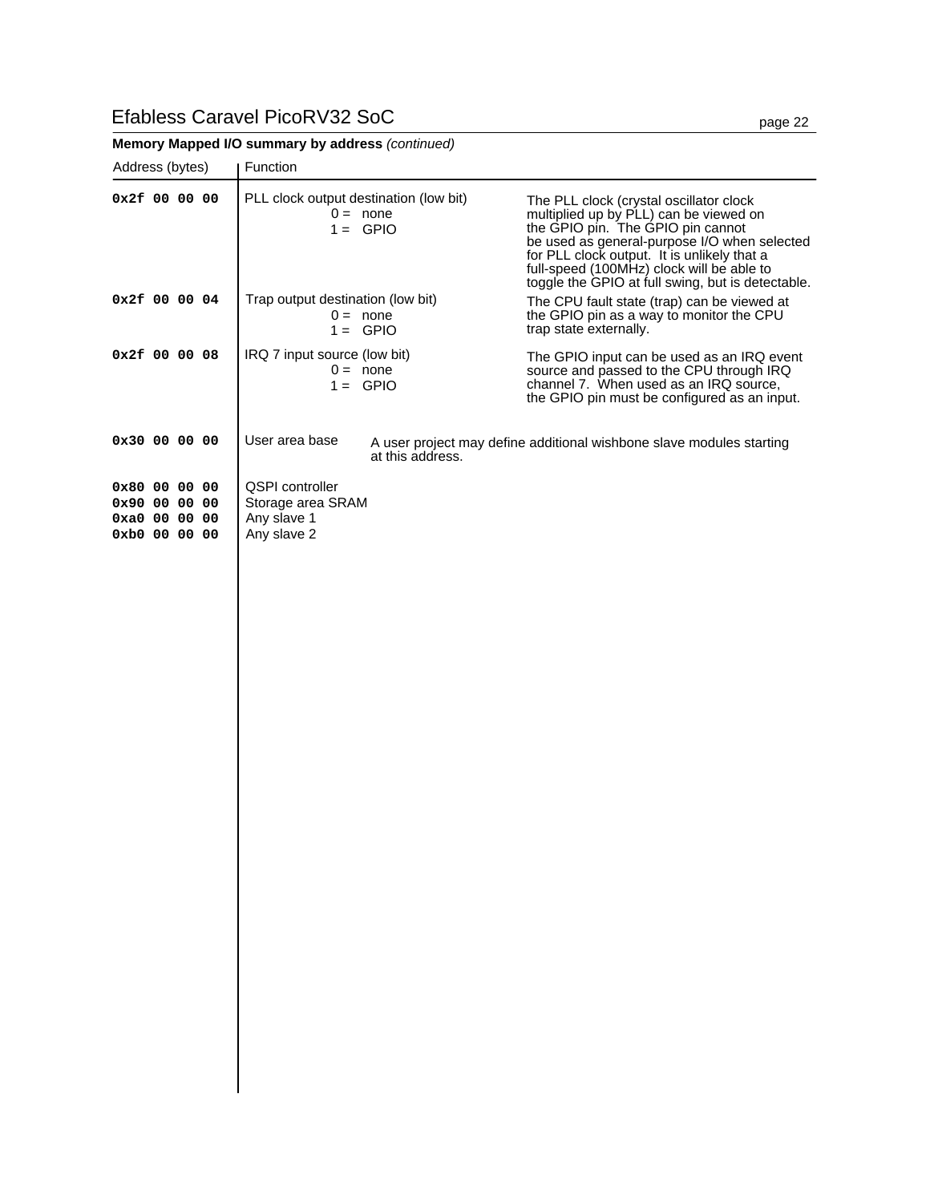**Memory Mapped I/O summary by address** *(continued)*

| Address (bytes) | Function | |
|---|---|---|
| **0x2f 00 00 00** | PLL clock output destination (low bit)<br>0 = none<br>1 = GPIO | The PLL clock (crystal oscillator clock multiplied up by PLL) can be viewed on the GPIO pin. The GPIO pin cannot be used as general-purpose I/O when selected for PLL clock output. It is unlikely that a full-speed (100MHz) clock will be able to toggle the GPIO at full swing, but is detectable. |
| **0x2f 00 00 04** | Trap output destination (low bit)<br>0 = none<br>1 = GPIO | The CPU fault state (trap) can be viewed at the GPIO pin as a way to monitor the CPU trap state externally. |
| **0x2f 00 00 08** | IRQ 7 input source (low bit)<br>0 = none<br>1 = GPIO | The GPIO input can be used as an IRQ event source and passed to the CPU through IRQ channel 7. When used as an IRQ source, the GPIO pin must be configured as an input. |
| **0x30 00 00 00** | User area base | A user project may define additional wishbone slave modules starting at this address. |
| **0x80 00 00 00** | QSPI controller | |
| **0x90 00 00 00** | Storage area SRAM | |
| **0xa0 00 00 00** | Any slave 1 | |
| **0xb0 00 00 00** | Any slave 2 | |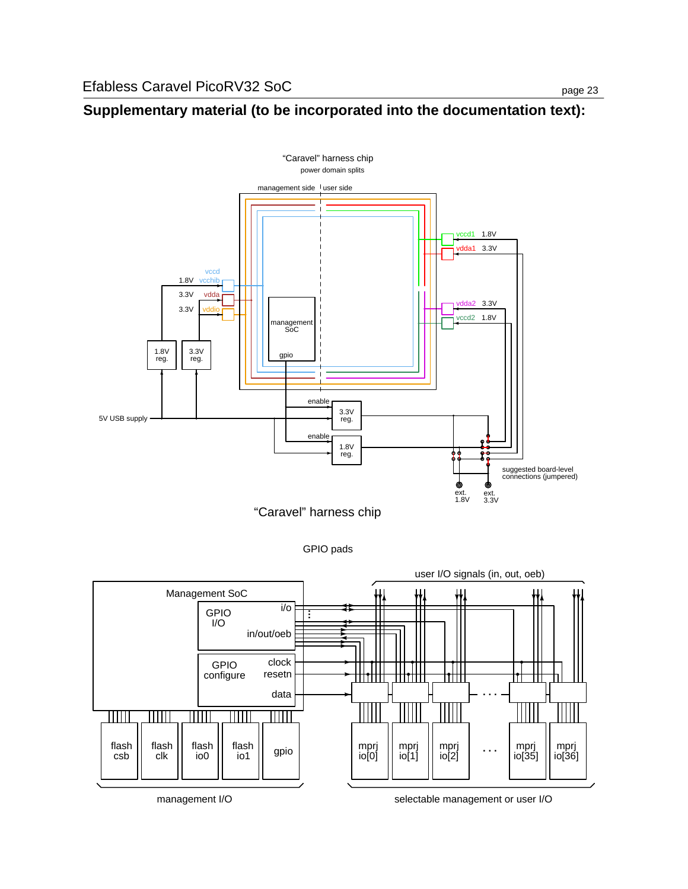## Supplementary material (to be incorporated into the documentation text):

"Caravel" harness chip

power domain splits

management side | user side

vccd1 1.8V
vdda1 3.3V
vccd 1.8V vcchib
3.3V vdda
3.3V vddio
vdda2 3.3V
vccd2 1.8V

management SoC

gpio

1.8V reg.

3.3V reg.

5V USB supply

enable 3.3V reg.

enable 1.8V reg.

suggested board-level connections (jumpered)

ext. 1.8V

ext. 3.3V

"Caravel" harness chip

GPIO pads

user I/O signals (in, out, oeb)

Management SoC

GPIO I/O — i/o, in/out/oeb

GPIO configure — clock, resetn, data

flash csb | flash clk | flash io0 | flash io1 | gpio

mprj io[0] | mprj io[1] | mprj io[2] | . . . | mprj io[35] | mprj io[36]

management I/O

selectable management or user I/O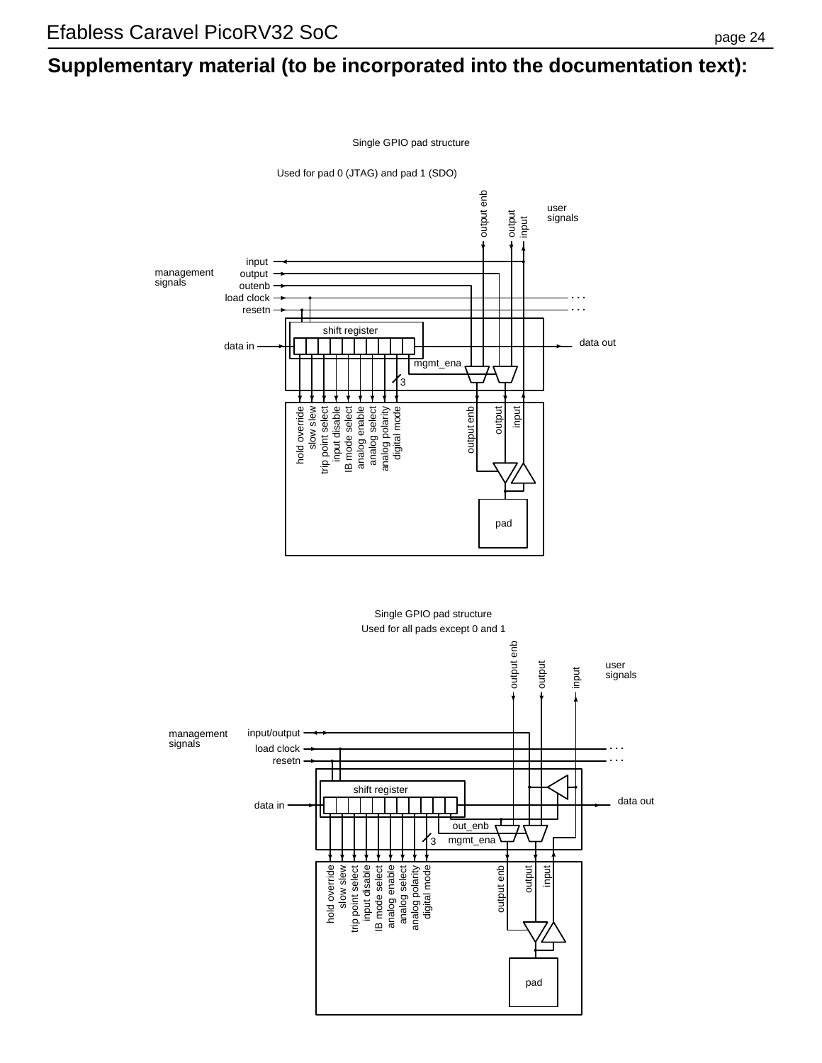## Supplementary material (to be incorporated into the documentation text):

Single GPIO pad structure

Used for pad 0 (JTAG) and pad 1 (SDO)

output enb
output
input
user signals

management signals
input
output
outenb
load clock
resetn

shift register
data in
data out
mgmt_ena
3

hold override
slow slew
trip point select
input disable
IB mode select
analog enable
analog select
analog polarity
digital mode
output enb
output
input
pad

Single GPIO pad structure

Used for all pads except 0 and 1

output enb
output
input
user signals

management signals
input/output
load clock
resetn

shift register
data in
data out
out_enb
mgmt_ena
3

hold override
slow slew
trip point select
input disable
IB mode select
analog enable
analog select
analog polarity
digital mode
output enb
output
input
pad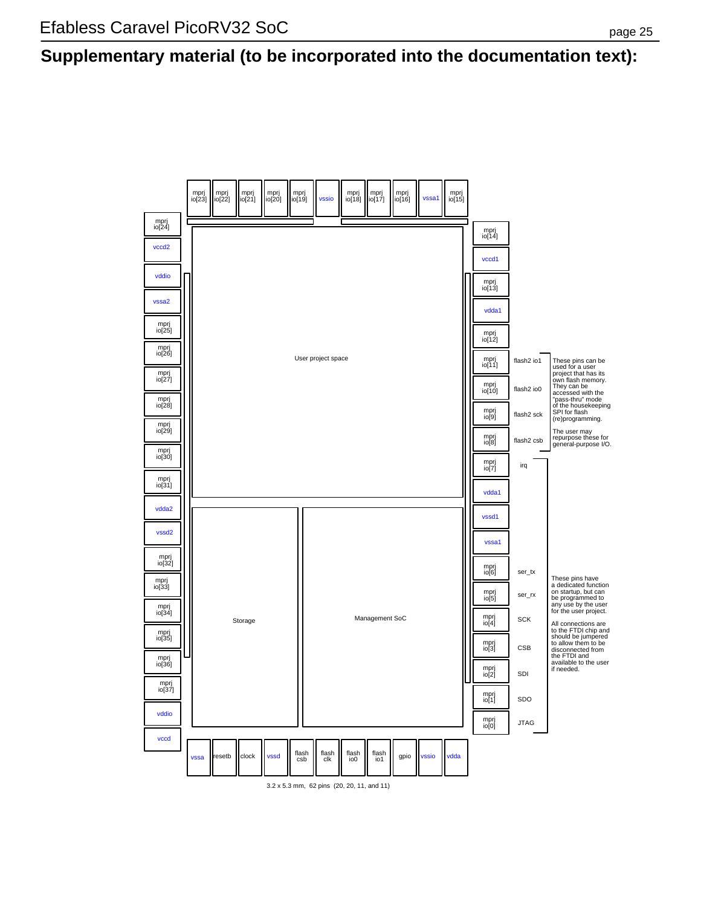## Supplementary material (to be incorporated into the documentation text):

mprj io[23]
mprj io[22]
mprj io[21]
mprj io[20]
mprj io[19]
vssio
mprj io[18]
mprj io[17]
mprj io[16]
vssa1
mprj io[15]

mprj io[24]
vccd2
vddio
vssa2
mprj io[25]
mprj io[26]
mprj io[27]
mprj io[28]
mprj io[29]
mprj io[30]
mprj io[31]
vdda2
vssd2
mprj io[32]
mprj io[33]
mprj io[34]
mprj io[35]
mprj io[36]
mprj io[37]
vddio
vccd

User project space

Storage

Management SoC

mprj io[14]
vccd1
mprj io[13]
vdda1
mprj io[12]
mprj io[11] flash2 io1
mprj io[10] flash2 io0
mprj io[9] flash2 sck
mprj io[8] flash2 csb
mprj io[7] irq
vdda1
vssd1
vssa1
mprj io[6] ser_tx
mprj io[5] ser_rx
mprj io[4] SCK
mprj io[3] CSB
mprj io[2] SDI
mprj io[1] SDO
mprj io[0] JTAG

These pins can be used for a user project that has its own flash memory. They can be accessed with the "pass-thru" mode of the housekeeping SPI for flash (re)programming.

The user may repurpose these for general-purpose I/O.

These pins have a dedicated function on startup, but can be programmed to be any use by the user for the user project.

All connections are to the FTDI chip and should be jumpered to allow them to be disconnected from the FTDI and available to the user if needed.

vssa
resetb
clock
vssd
flash csb
flash clk
flash io0
flash io1
gpio
vssio
vdda

3.2 x 5.3 mm, 62 pins (20, 20, 11, and 11)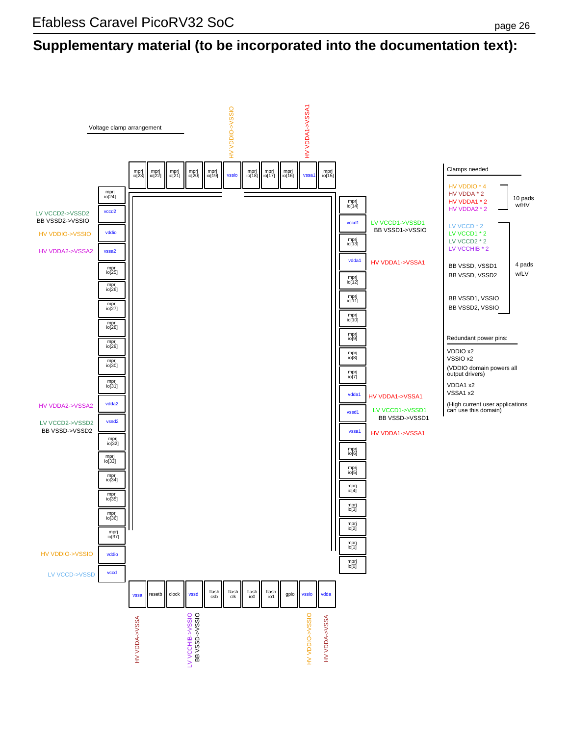## Supplementary material (to be incorporated into the documentation text):

Voltage clamp arrangement

**Top side (left to right):** mprj io[23], mprj io[22], mprj io[21], mprj io[20], mprj io[19], vssio (HV VDDIO->VSSIO), mprj io[18], mprj io[17], mprj io[16], vssa1 (HV VDDA1->VSSA1), mprj io[15]

**Left side (top to bottom):**

- mprj io[24]
- vccd2 — LV VCCD2->VSSD2, BB VSSD2->VSSIO
- vddio — HV VDDIO->VSSIO
- vssa2 — HV VDDA2->VSSA2
- mprj io[25]
- mprj io[26]
- mprj io[27]
- mprj io[28]
- mprj io[29]
- mprj io[30]
- mprj io[31]
- vdda2 — HV VDDA2->VSSA2
- vssd2 — LV VCCD2->VSSD2, BB VSSD->VSSD2
- mprj io[32]
- mprj io[33]
- mprj io[34]
- mprj io[35]
- mprj io[36]
- mprj io[37]
- vddio — HV VDDIO->VSSIO
- vccd — LV VCCD->VSSD

**Right side (top to bottom):**

- mprj io[14]
- vccd1 — LV VCCD1->VSSD1, BB VSSD1->VSSIO
- mprj io[13]
- vdda1 — HV VDDA1->VSSA1
- mprj io[12]
- mprj io[11]
- mprj io[10]
- mprj io[9]
- mprj io[8]
- mprj io[7]
- vdda1 — HV VDDA1->VSSA1
- vssd1 — LV VCCD1->VSSD1, BB VSSD->VSSD1
- vssa1 — HV VDDA1->VSSA1
- mprj io[6]
- mprj io[5]
- mprj io[4]
- mprj io[3]
- mprj io[2]
- mprj io[1]
- mprj io[0]

**Bottom side (left to right):** vssa (HV VDDA->VSSA), resetb, clock, vssd (LV VCCHIB->VSSIO, BB VSSD->VSSIO), flash csb, flash clk, flash io0, flash io1, gpio, vssio (HV VDDIO->VSSIO), vdda (HV VDDA->VSSA)

Clamps needed

- HV VDDIO * 4
- HV VDDA * 2
- HV VDDA1 * 2
- HV VDDA2 * 2

10 pads w/HV

- LV VCCD * 2
- LV VCCD1 * 2
- LV VCCD2 * 2
- LV VCCHIB * 2
- BB VSSD, VSSD1
- BB VSSD, VSSD2
- BB VSSD1, VSSIO
- BB VSSD2, VSSIO

4 pads w/LV

Redundant power pins:

VDDIO x2
VSSIO x2

(VDDIO domain powers all output drivers)

VDDA1 x2
VSSA1 x2

(High current user applications can use this domain)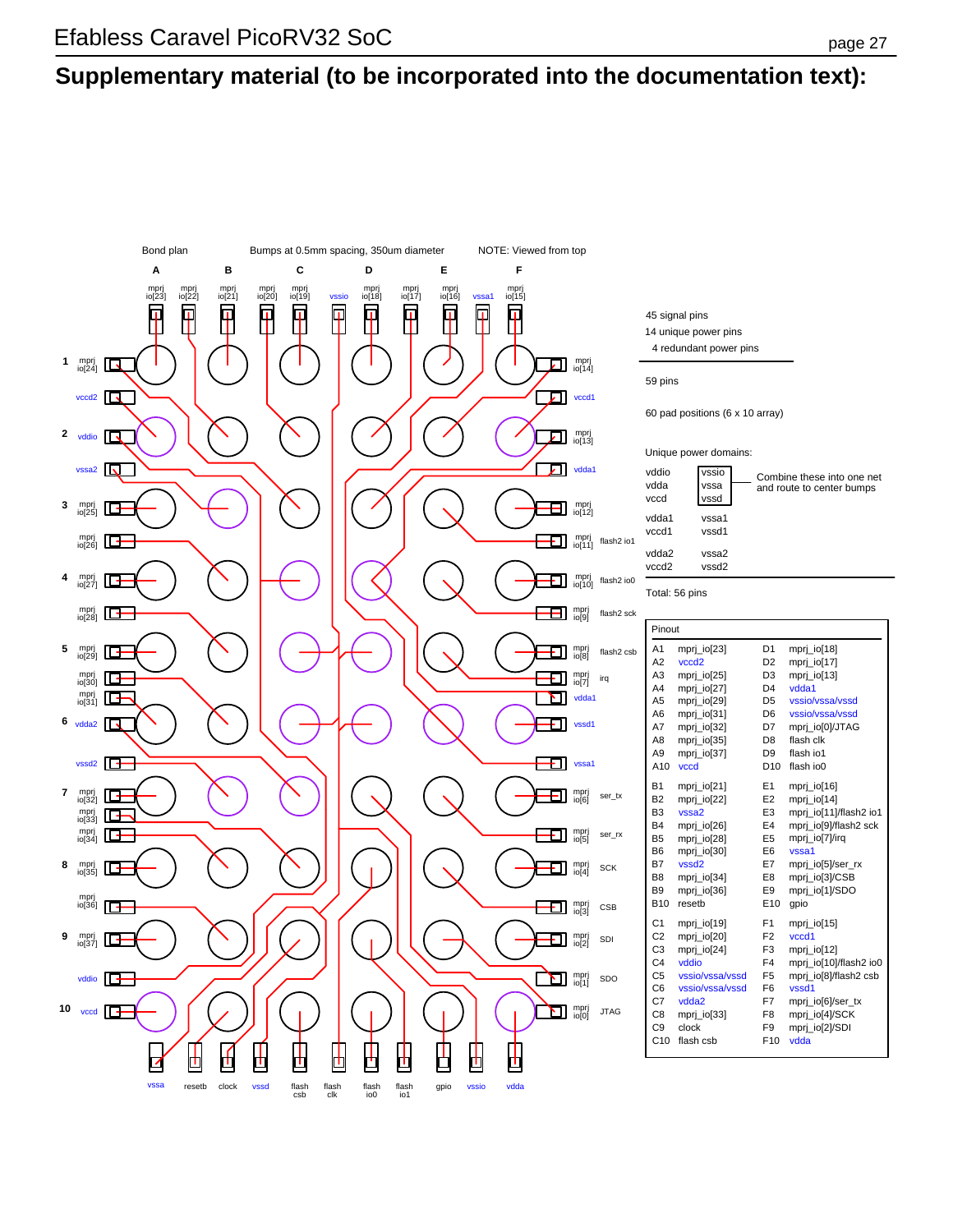# Supplementary material (to be incorporated into the documentation text):

Bond plan

Bumps at 0.5mm spacing, 350um diameter

NOTE: Viewed from top

45 signal pins
14 unique power pins
4 redundant power pins

59 pins

60 pad positions (6 x 10 array)

Unique power domains:

| | | |
|---|---|---|
| vddio | vssio | Combine these into one net and route to center bumps |
| vdda | vssa | |
| vccd | vssd | |
| vdda1 | vssa1 | |
| vccd1 | vssd1 | |
| vdda2 | vssa2 | |
| vccd2 | vssd2 | |

Total: 56 pins

Pinout

| | | | |
|---|---|---|---|
| A1 | mprj_io[23] | D1 | mprj_io[18] |
| A2 | vccd2 | D2 | mprj_io[17] |
| A3 | mprj_io[25] | D3 | mprj_io[13] |
| A4 | mprj_io[27] | D4 | vdda1 |
| A5 | mprj_io[29] | D5 | vssio/vssa/vssd |
| A6 | mprj_io[31] | D6 | vssio/vssa/vssd |
| A7 | mprj_io[32] | D7 | mprj_io[0]/JTAG |
| A8 | mprj_io[35] | D8 | flash clk |
| A9 | mprj_io[37] | D9 | flash io1 |
| A10 | vccd | D10 | flash io0 |
| B1 | mprj_io[21] | E1 | mprj_io[16] |
| B2 | mprj_io[22] | E2 | mprj_io[14] |
| B3 | vssa2 | E3 | mprj_io[11]/flash2 io1 |
| B4 | mprj_io[26] | E4 | mprj_io[9]/flash2 sck |
| B5 | mprj_io[28] | E5 | mprj_io[7]/irq |
| B6 | mprj_io[30] | E6 | vssa1 |
| B7 | vssd2 | E7 | mprj_io[5]/ser_rx |
| B8 | mprj_io[34] | E8 | mprj_io[3]/CSB |
| B9 | mprj_io[36] | E9 | mprj_io[1]/SDO |
| B10 | resetb | E10 | gpio |
| C1 | mprj_io[19] | F1 | mprj_io[15] |
| C2 | mprj_io[20] | F2 | vccd1 |
| C3 | mprj_io[24] | F3 | mprj_io[12] |
| C4 | vddio | F4 | mprj_io[10]/flash2 io0 |
| C5 | vssio/vssa/vssd | F5 | mprj_io[8]/flash2 csb |
| C6 | vssio/vssa/vssd | F6 | vssd1 |
| C7 | vdda2 | F7 | mprj_io[6]/ser_tx |
| C8 | mprj_io[33] | F8 | mprj_io[4]/SCK |
| C9 | clock | F9 | mprj_io[2]/SDI |
| C10 | flash csb | F10 | vdda |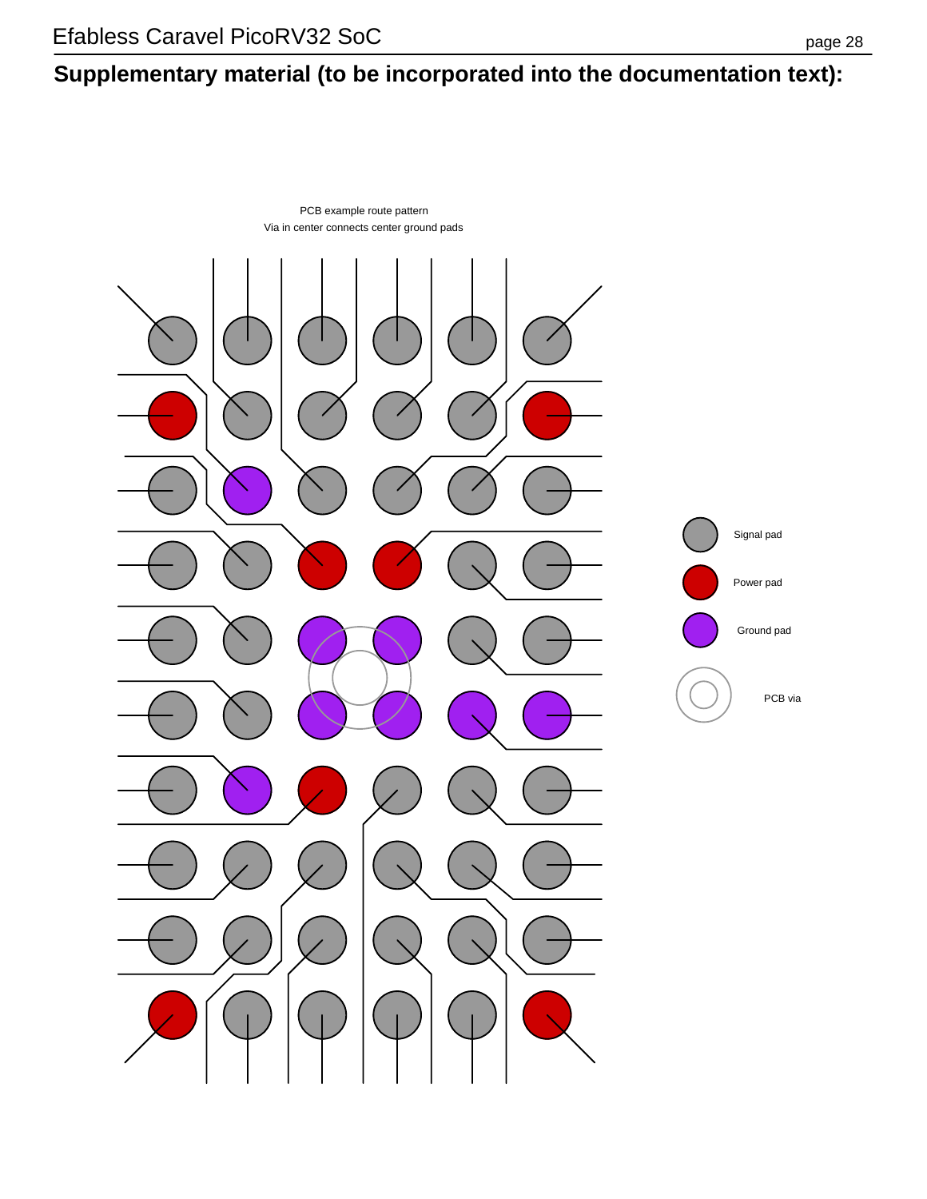## Supplementary material (to be incorporated into the documentation text):

PCB example route pattern

Via in center connects center ground pads

Signal pad

Power pad

Ground pad

PCB via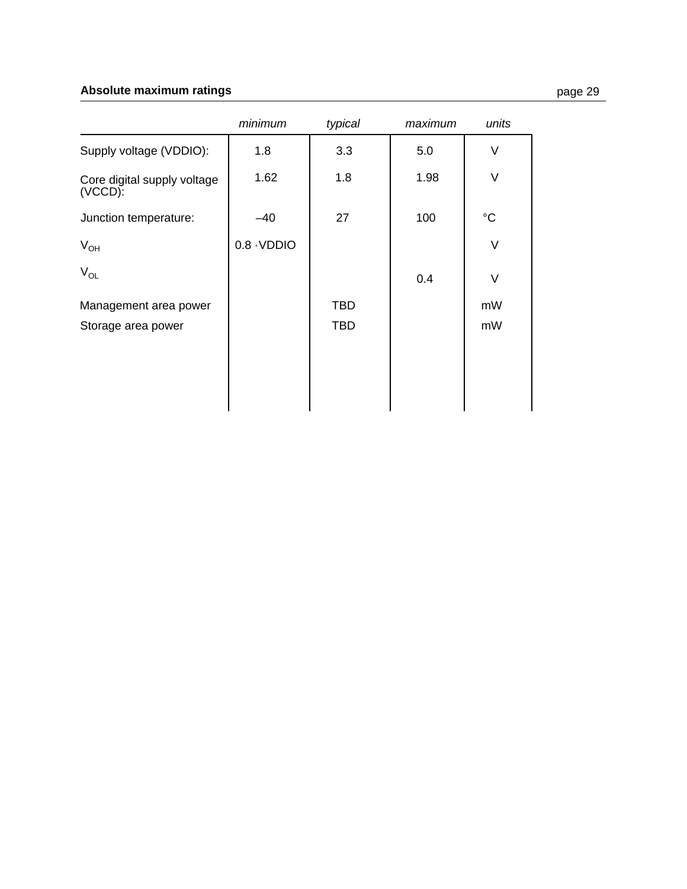## Absolute maximum ratings

| | *minimum* | *typical* | *maximum* | *units* |
|---|---|---|---|---|
| Supply voltage (VDDIO): | 1.8 | 3.3 | 5.0 | V |
| Core digital supply voltage (VCCD): | 1.62 | 1.8 | 1.98 | V |
| Junction temperature: | –40 | 27 | 100 | °C |
| $V_{OH}$ | 0.8 ·VDDIO | | | V |
| $V_{OL}$ | | | 0.4 | V |
| Management area power | | TBD | | mW |
| Storage area power | | TBD | | mW |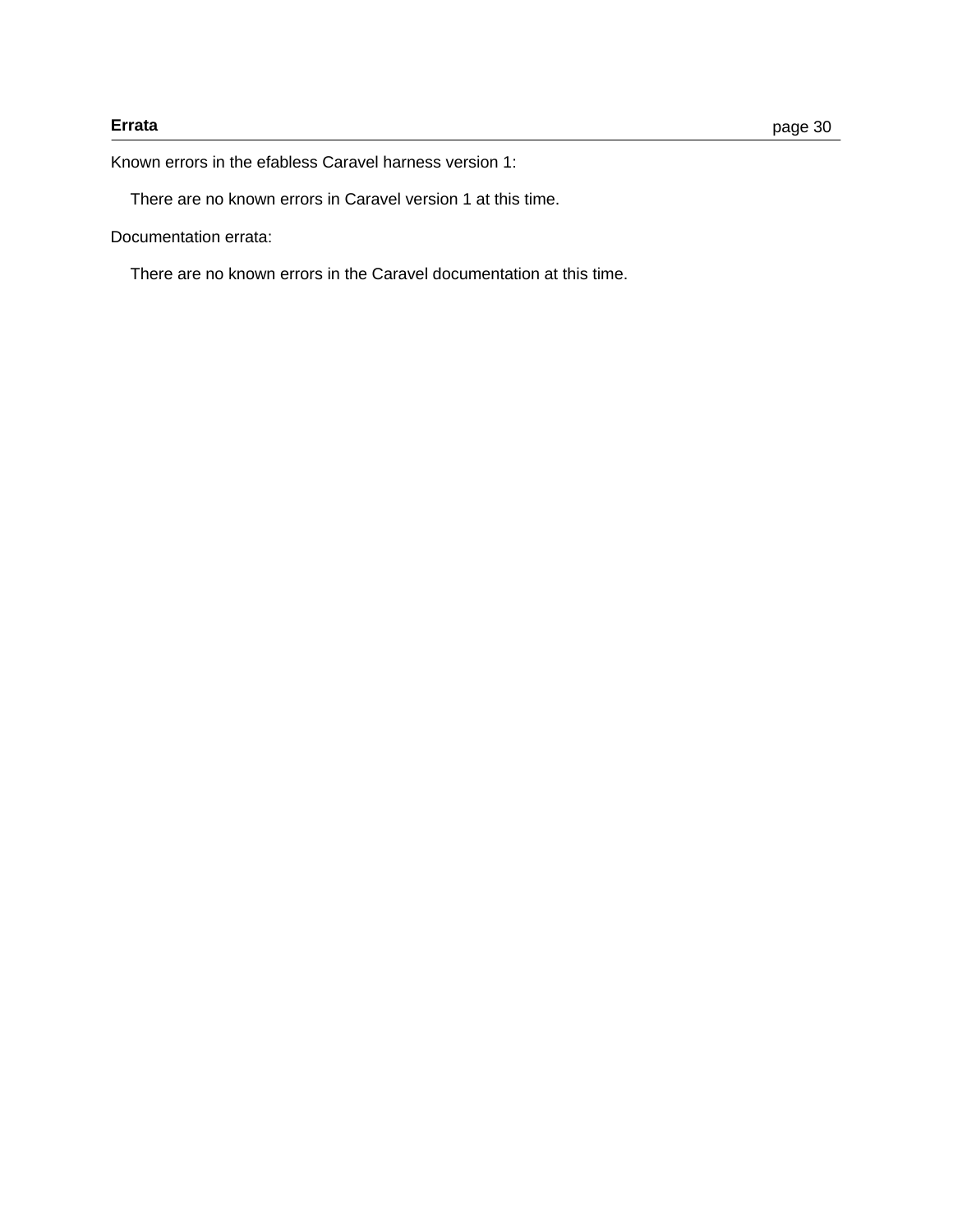## Errata

Known errors in the efabless Caravel harness version 1:

There are no known errors in Caravel version 1 at this time.

Documentation errata:

There are no known errors in the Caravel documentation at this time.